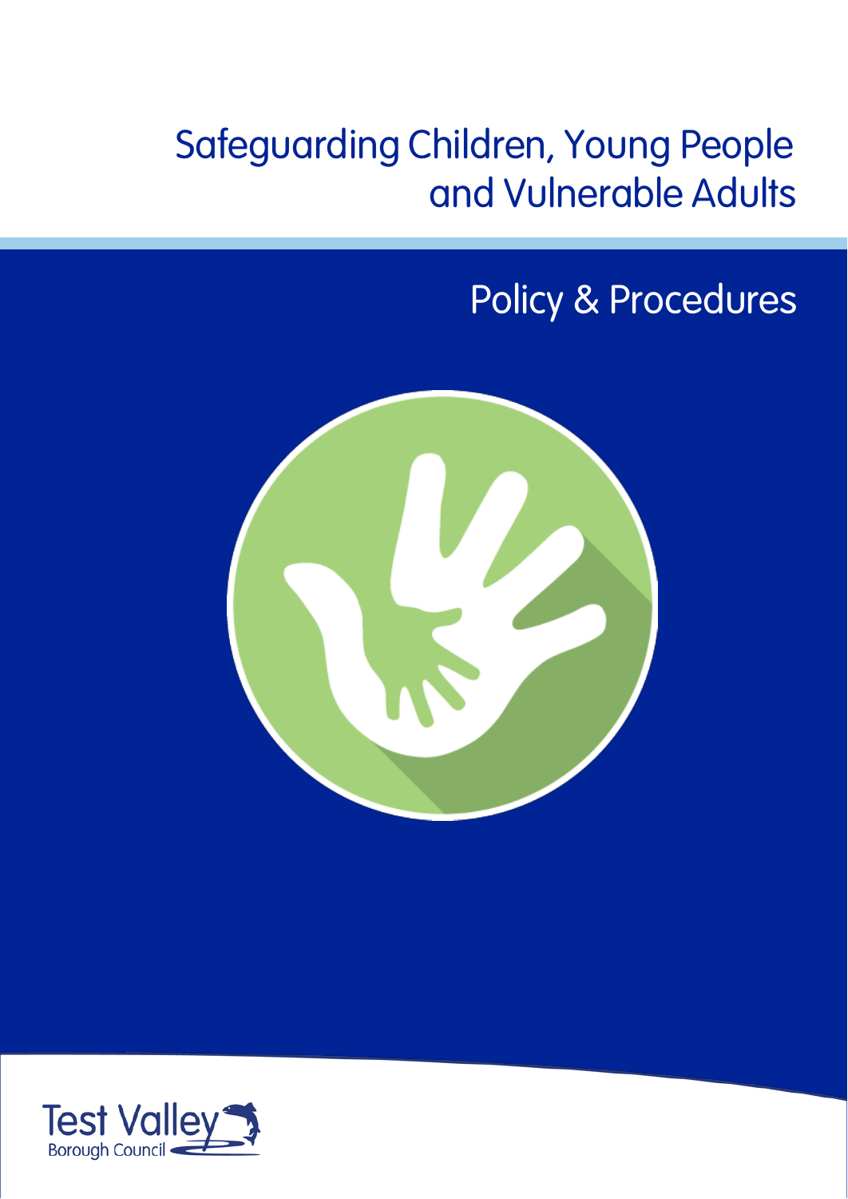# Safeguarding Children, Young People and Vulnerable Adults

## Policy & Procedures

Test Valley
Borough Council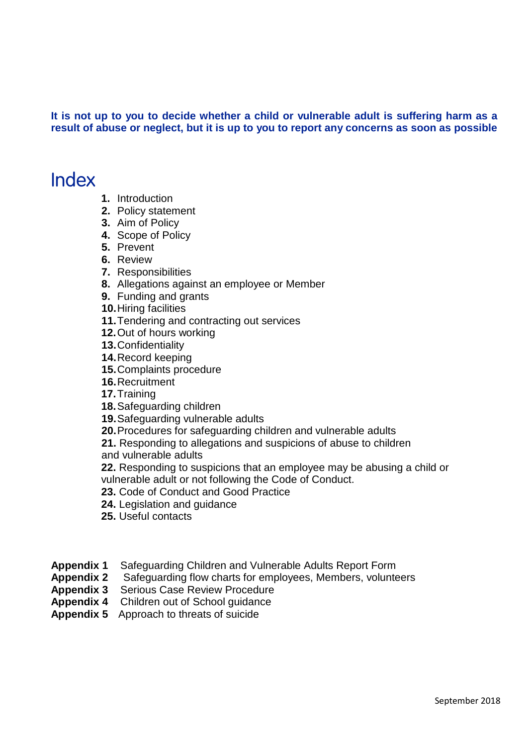**It is not up to you to decide whether a child or vulnerable adult is suffering harm as a result of abuse or neglect, but it is up to you to report any concerns as soon as possible**

# Index

1. Introduction
2. Policy statement
3. Aim of Policy
4. Scope of Policy
5. Prevent
6. Review
7. Responsibilities
8. Allegations against an employee or Member
9. Funding and grants
10. Hiring facilities
11. Tendering and contracting out services
12. Out of hours working
13. Confidentiality
14. Record keeping
15. Complaints procedure
16. Recruitment
17. Training
18. Safeguarding children
19. Safeguarding vulnerable adults
20. Procedures for safeguarding children and vulnerable adults
21. Responding to allegations and suspicions of abuse to children and vulnerable adults
22. Responding to suspicions that an employee may be abusing a child or vulnerable adult or not following the Code of Conduct.
23. Code of Conduct and Good Practice
24. Legislation and guidance
25. Useful contacts

**Appendix 1** Safeguarding Children and Vulnerable Adults Report Form
**Appendix 2** Safeguarding flow charts for employees, Members, volunteers
**Appendix 3** Serious Case Review Procedure
**Appendix 4** Children out of School guidance
**Appendix 5** Approach to threats of suicide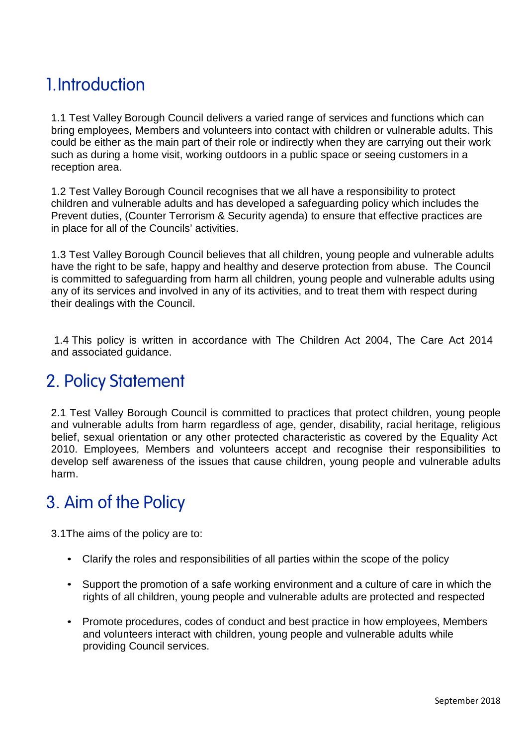# 1. Introduction

1.1 Test Valley Borough Council delivers a varied range of services and functions which can bring employees, Members and volunteers into contact with children or vulnerable adults. This could be either as the main part of their role or indirectly when they are carrying out their work such as during a home visit, working outdoors in a public space or seeing customers in a reception area.

1.2 Test Valley Borough Council recognises that we all have a responsibility to protect children and vulnerable adults and has developed a safeguarding policy which includes the Prevent duties, (Counter Terrorism & Security agenda) to ensure that effective practices are in place for all of the Councils' activities.

1.3 Test Valley Borough Council believes that all children, young people and vulnerable adults have the right to be safe, happy and healthy and deserve protection from abuse. The Council is committed to safeguarding from harm all children, young people and vulnerable adults using any of its services and involved in any of its activities, and to treat them with respect during their dealings with the Council.

1.4 This policy is written in accordance with The Children Act 2004, The Care Act 2014 and associated guidance.

# 2. Policy Statement

2.1 Test Valley Borough Council is committed to practices that protect children, young people and vulnerable adults from harm regardless of age, gender, disability, racial heritage, religious belief, sexual orientation or any other protected characteristic as covered by the Equality Act 2010. Employees, Members and volunteers accept and recognise their responsibilities to develop self awareness of the issues that cause children, young people and vulnerable adults harm.

# 3. Aim of the Policy

3.1The aims of the policy are to:

- Clarify the roles and responsibilities of all parties within the scope of the policy
- Support the promotion of a safe working environment and a culture of care in which the rights of all children, young people and vulnerable adults are protected and respected
- Promote procedures, codes of conduct and best practice in how employees, Members and volunteers interact with children, young people and vulnerable adults while providing Council services.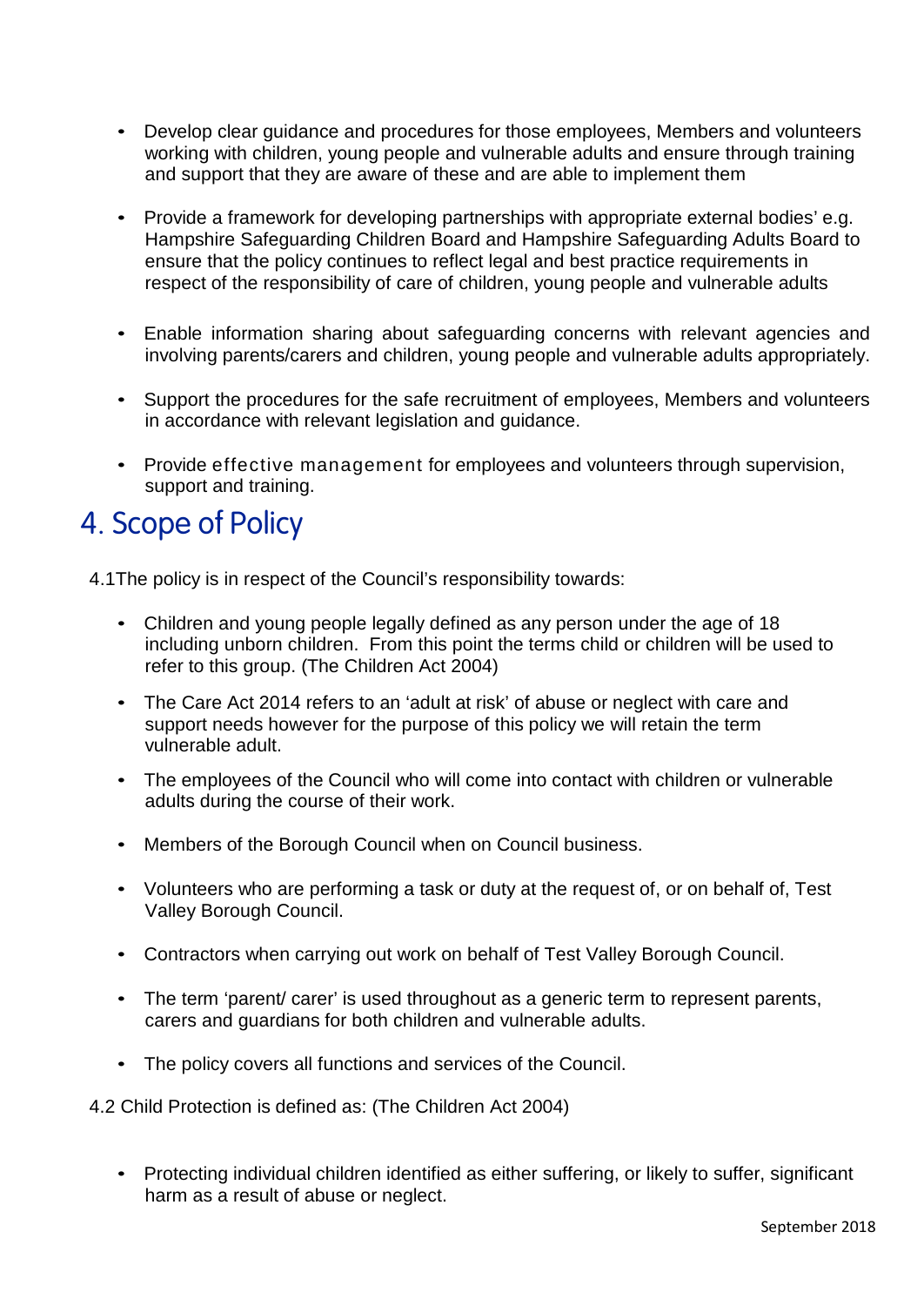- Develop clear guidance and procedures for those employees, Members and volunteers working with children, young people and vulnerable adults and ensure through training and support that they are aware of these and are able to implement them
- Provide a framework for developing partnerships with appropriate external bodies' e.g. Hampshire Safeguarding Children Board and Hampshire Safeguarding Adults Board to ensure that the policy continues to reflect legal and best practice requirements in respect of the responsibility of care of children, young people and vulnerable adults
- Enable information sharing about safeguarding concerns with relevant agencies and involving parents/carers and children, young people and vulnerable adults appropriately.
- Support the procedures for the safe recruitment of employees, Members and volunteers in accordance with relevant legislation and guidance.
- Provide effective management for employees and volunteers through supervision, support and training.

# 4. Scope of Policy

4.1The policy is in respect of the Council's responsibility towards:

- Children and young people legally defined as any person under the age of 18 including unborn children. From this point the terms child or children will be used to refer to this group. (The Children Act 2004)
- The Care Act 2014 refers to an 'adult at risk' of abuse or neglect with care and support needs however for the purpose of this policy we will retain the term vulnerable adult.
- The employees of the Council who will come into contact with children or vulnerable adults during the course of their work.
- Members of the Borough Council when on Council business.
- Volunteers who are performing a task or duty at the request of, or on behalf of, Test Valley Borough Council.
- Contractors when carrying out work on behalf of Test Valley Borough Council.
- The term 'parent/ carer' is used throughout as a generic term to represent parents, carers and guardians for both children and vulnerable adults.
- The policy covers all functions and services of the Council.

4.2 Child Protection is defined as: (The Children Act 2004)

- Protecting individual children identified as either suffering, or likely to suffer, significant harm as a result of abuse or neglect.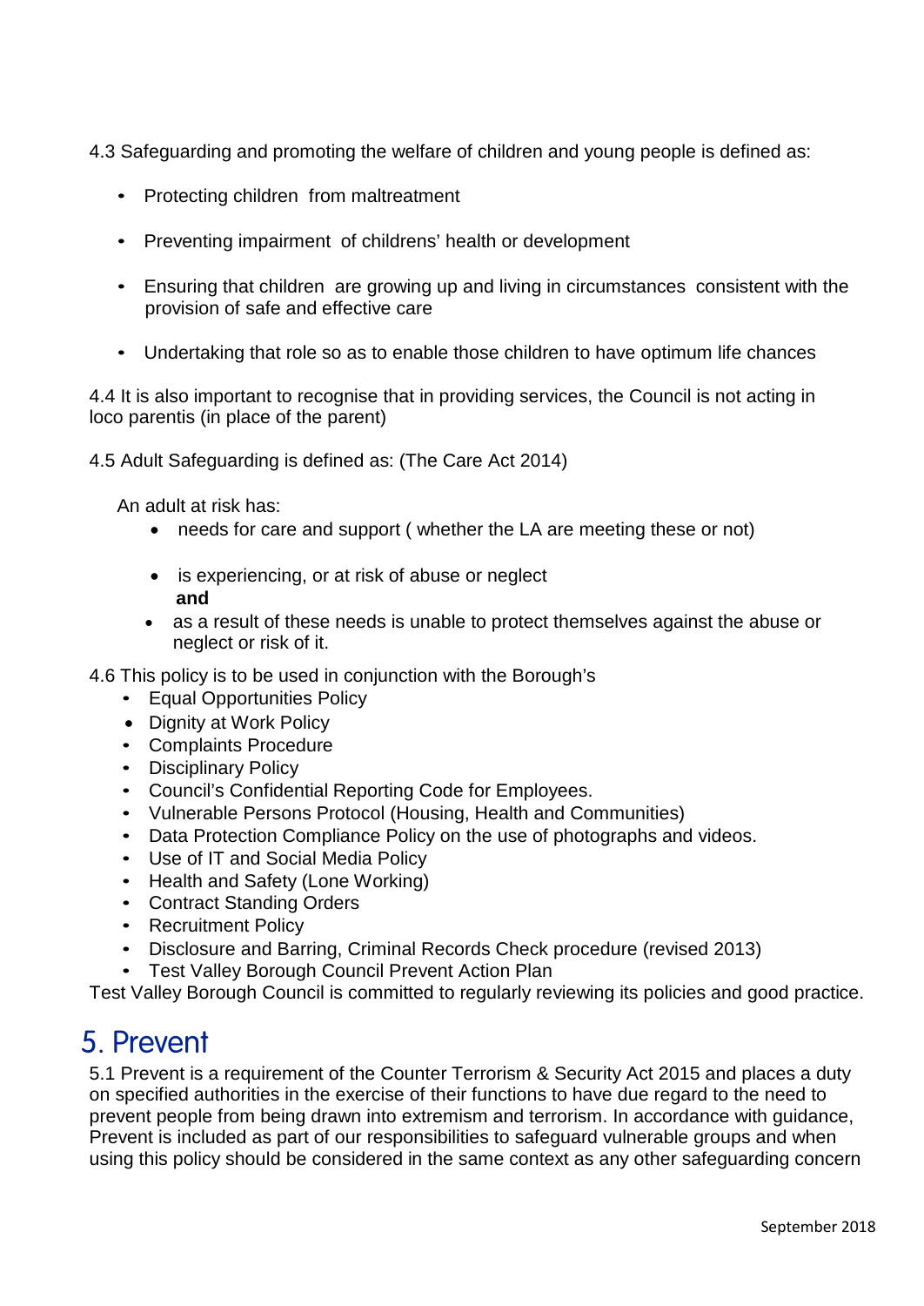4.3 Safeguarding and promoting the welfare of children and young people is defined as:

- Protecting children from maltreatment
- Preventing impairment of childrens' health or development
- Ensuring that children are growing up and living in circumstances consistent with the provision of safe and effective care
- Undertaking that role so as to enable those children to have optimum life chances

4.4 It is also important to recognise that in providing services, the Council is not acting in loco parentis (in place of the parent)

4.5 Adult Safeguarding is defined as: (The Care Act 2014)

An adult at risk has:

- needs for care and support ( whether the LA are meeting these or not)
- is experiencing, or at risk of abuse or neglect
  **and**
- as a result of these needs is unable to protect themselves against the abuse or neglect or risk of it.

4.6 This policy is to be used in conjunction with the Borough's

- Equal Opportunities Policy
- Dignity at Work Policy
- Complaints Procedure
- Disciplinary Policy
- Council's Confidential Reporting Code for Employees.
- Vulnerable Persons Protocol (Housing, Health and Communities)
- Data Protection Compliance Policy on the use of photographs and videos.
- Use of IT and Social Media Policy
- Health and Safety (Lone Working)
- Contract Standing Orders
- Recruitment Policy
- Disclosure and Barring, Criminal Records Check procedure (revised 2013)
- Test Valley Borough Council Prevent Action Plan

Test Valley Borough Council is committed to regularly reviewing its policies and good practice.

# 5. Prevent

5.1 Prevent is a requirement of the Counter Terrorism & Security Act 2015 and places a duty on specified authorities in the exercise of their functions to have due regard to the need to prevent people from being drawn into extremism and terrorism. In accordance with guidance, Prevent is included as part of our responsibilities to safeguard vulnerable groups and when using this policy should be considered in the same context as any other safeguarding concern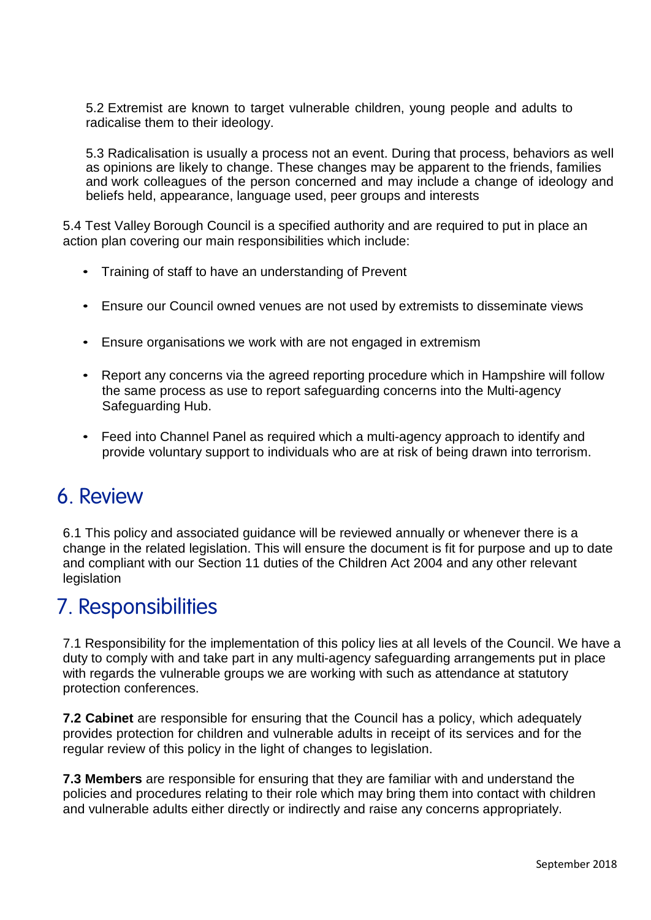5.2 Extremist are known to target vulnerable children, young people and adults to radicalise them to their ideology.

5.3 Radicalisation is usually a process not an event. During that process, behaviors as well as opinions are likely to change. These changes may be apparent to the friends, families and work colleagues of the person concerned and may include a change of ideology and beliefs held, appearance, language used, peer groups and interests

5.4 Test Valley Borough Council is a specified authority and are required to put in place an action plan covering our main responsibilities which include:

- Training of staff to have an understanding of Prevent
- Ensure our Council owned venues are not used by extremists to disseminate views
- Ensure organisations we work with are not engaged in extremism
- Report any concerns via the agreed reporting procedure which in Hampshire will follow the same process as use to report safeguarding concerns into the Multi-agency Safeguarding Hub.
- Feed into Channel Panel as required which a multi-agency approach to identify and provide voluntary support to individuals who are at risk of being drawn into terrorism.

# 6. Review

6.1 This policy and associated guidance will be reviewed annually or whenever there is a change in the related legislation. This will ensure the document is fit for purpose and up to date and compliant with our Section 11 duties of the Children Act 2004 and any other relevant legislation

# 7. Responsibilities

7.1 Responsibility for the implementation of this policy lies at all levels of the Council. We have a duty to comply with and take part in any multi-agency safeguarding arrangements put in place with regards the vulnerable groups we are working with such as attendance at statutory protection conferences.

**7.2 Cabinet** are responsible for ensuring that the Council has a policy, which adequately provides protection for children and vulnerable adults in receipt of its services and for the regular review of this policy in the light of changes to legislation.

**7.3 Members** are responsible for ensuring that they are familiar with and understand the policies and procedures relating to their role which may bring them into contact with children and vulnerable adults either directly or indirectly and raise any concerns appropriately.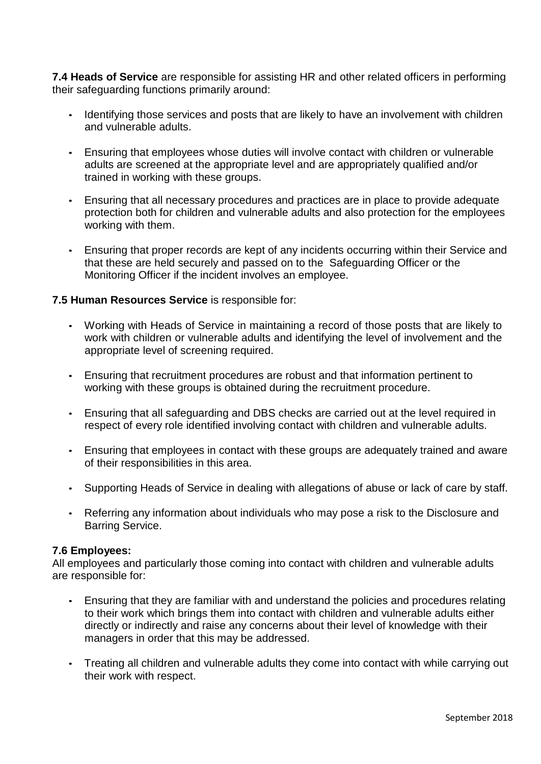**7.4 Heads of Service** are responsible for assisting HR and other related officers in performing their safeguarding functions primarily around:

- Identifying those services and posts that are likely to have an involvement with children and vulnerable adults.
- Ensuring that employees whose duties will involve contact with children or vulnerable adults are screened at the appropriate level and are appropriately qualified and/or trained in working with these groups.
- Ensuring that all necessary procedures and practices are in place to provide adequate protection both for children and vulnerable adults and also protection for the employees working with them.
- Ensuring that proper records are kept of any incidents occurring within their Service and that these are held securely and passed on to the Safeguarding Officer or the Monitoring Officer if the incident involves an employee.

**7.5 Human Resources Service** is responsible for:

- Working with Heads of Service in maintaining a record of those posts that are likely to work with children or vulnerable adults and identifying the level of involvement and the appropriate level of screening required.
- Ensuring that recruitment procedures are robust and that information pertinent to working with these groups is obtained during the recruitment procedure.
- Ensuring that all safeguarding and DBS checks are carried out at the level required in respect of every role identified involving contact with children and vulnerable adults.
- Ensuring that employees in contact with these groups are adequately trained and aware of their responsibilities in this area.
- Supporting Heads of Service in dealing with allegations of abuse or lack of care by staff.
- Referring any information about individuals who may pose a risk to the Disclosure and Barring Service.

**7.6 Employees:**

All employees and particularly those coming into contact with children and vulnerable adults are responsible for:

- Ensuring that they are familiar with and understand the policies and procedures relating to their work which brings them into contact with children and vulnerable adults either directly or indirectly and raise any concerns about their level of knowledge with their managers in order that this may be addressed.
- Treating all children and vulnerable adults they come into contact with while carrying out their work with respect.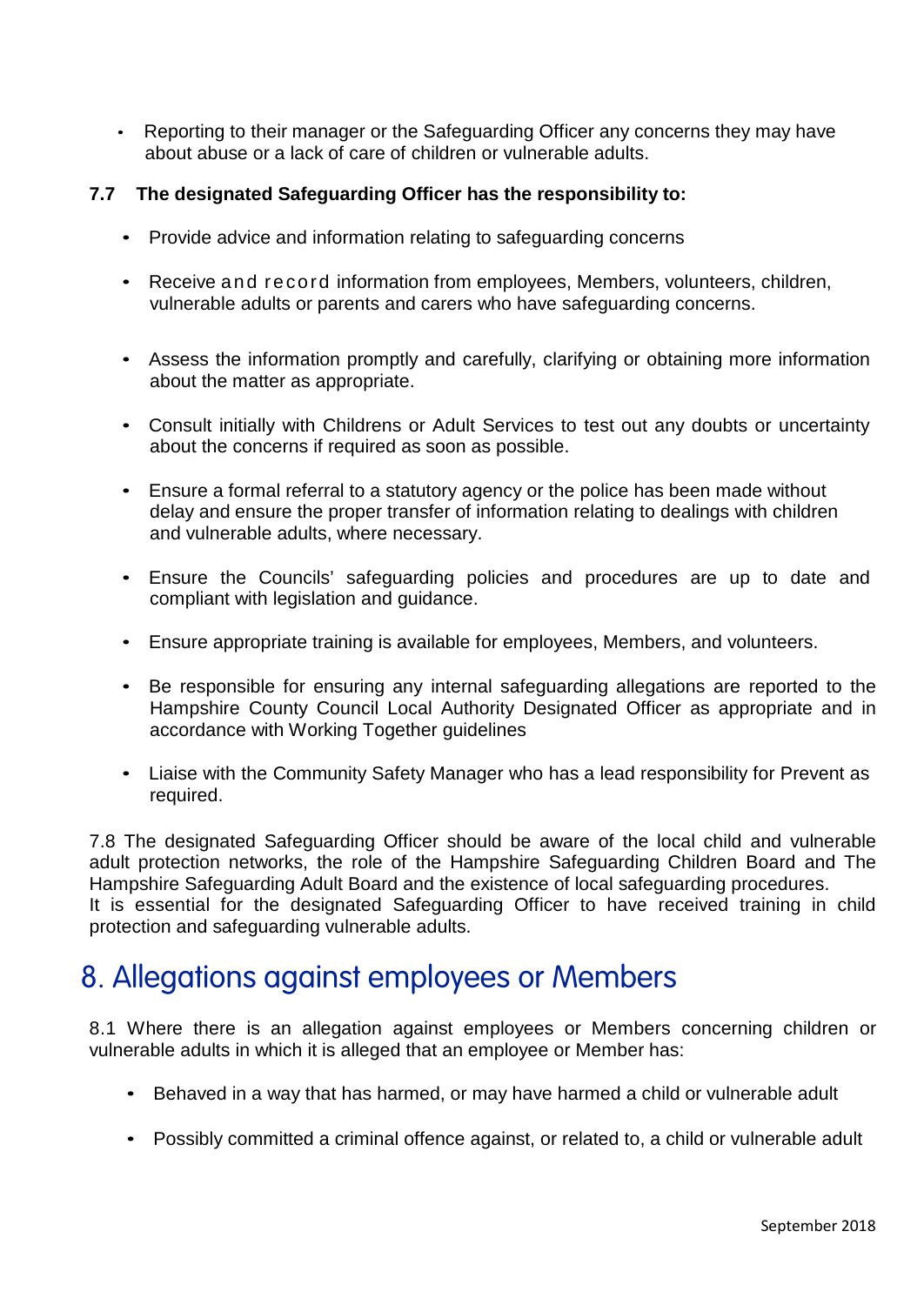- Reporting to their manager or the Safeguarding Officer any concerns they may have about abuse or a lack of care of children or vulnerable adults.

**7.7 The designated Safeguarding Officer has the responsibility to:**

- Provide advice and information relating to safeguarding concerns
- Receive and record information from employees, Members, volunteers, children, vulnerable adults or parents and carers who have safeguarding concerns.
- Assess the information promptly and carefully, clarifying or obtaining more information about the matter as appropriate.
- Consult initially with Childrens or Adult Services to test out any doubts or uncertainty about the concerns if required as soon as possible.
- Ensure a formal referral to a statutory agency or the police has been made without delay and ensure the proper transfer of information relating to dealings with children and vulnerable adults, where necessary.
- Ensure the Councils' safeguarding policies and procedures are up to date and compliant with legislation and guidance.
- Ensure appropriate training is available for employees, Members, and volunteers.
- Be responsible for ensuring any internal safeguarding allegations are reported to the Hampshire County Council Local Authority Designated Officer as appropriate and in accordance with Working Together guidelines
- Liaise with the Community Safety Manager who has a lead responsibility for Prevent as required.

7.8 The designated Safeguarding Officer should be aware of the local child and vulnerable adult protection networks, the role of the Hampshire Safeguarding Children Board and The Hampshire Safeguarding Adult Board and the existence of local safeguarding procedures.
It is essential for the designated Safeguarding Officer to have received training in child protection and safeguarding vulnerable adults.

## 8. Allegations against employees or Members

8.1 Where there is an allegation against employees or Members concerning children or vulnerable adults in which it is alleged that an employee or Member has:

- Behaved in a way that has harmed, or may have harmed a child or vulnerable adult
- Possibly committed a criminal offence against, or related to, a child or vulnerable adult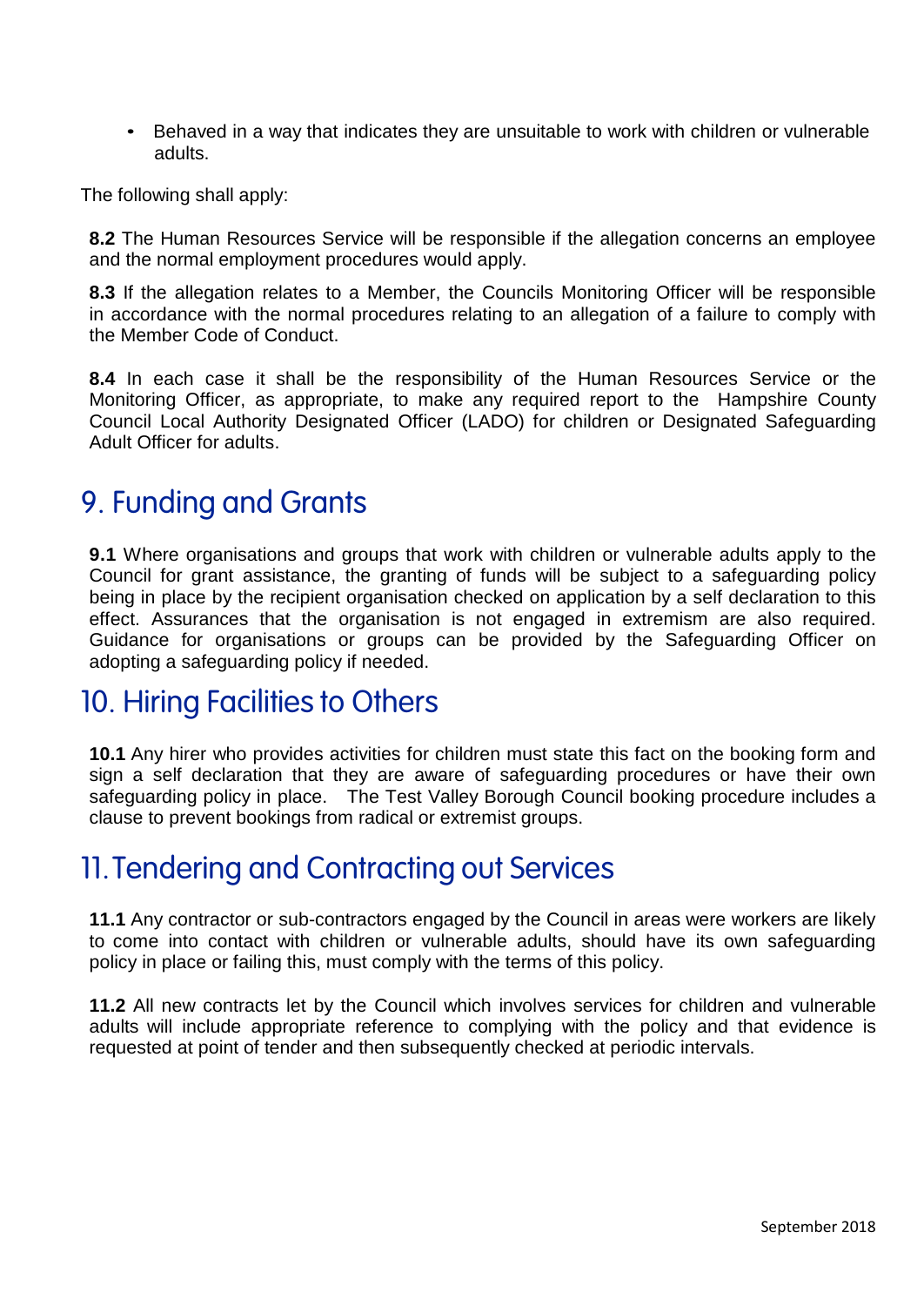- Behaved in a way that indicates they are unsuitable to work with children or vulnerable adults.

The following shall apply:

**8.2** The Human Resources Service will be responsible if the allegation concerns an employee and the normal employment procedures would apply.

**8.3** If the allegation relates to a Member, the Councils Monitoring Officer will be responsible in accordance with the normal procedures relating to an allegation of a failure to comply with the Member Code of Conduct.

**8.4** In each case it shall be the responsibility of the Human Resources Service or the Monitoring Officer, as appropriate, to make any required report to the Hampshire County Council Local Authority Designated Officer (LADO) for children or Designated Safeguarding Adult Officer for adults.

## 9. Funding and Grants

**9.1** Where organisations and groups that work with children or vulnerable adults apply to the Council for grant assistance, the granting of funds will be subject to a safeguarding policy being in place by the recipient organisation checked on application by a self declaration to this effect. Assurances that the organisation is not engaged in extremism are also required. Guidance for organisations or groups can be provided by the Safeguarding Officer on adopting a safeguarding policy if needed.

## 10. Hiring Facilities to Others

**10.1** Any hirer who provides activities for children must state this fact on the booking form and sign a self declaration that they are aware of safeguarding procedures or have their own safeguarding policy in place. The Test Valley Borough Council booking procedure includes a clause to prevent bookings from radical or extremist groups.

## 11. Tendering and Contracting out Services

**11.1** Any contractor or sub-contractors engaged by the Council in areas were workers are likely to come into contact with children or vulnerable adults, should have its own safeguarding policy in place or failing this, must comply with the terms of this policy.

**11.2** All new contracts let by the Council which involves services for children and vulnerable adults will include appropriate reference to complying with the policy and that evidence is requested at point of tender and then subsequently checked at periodic intervals.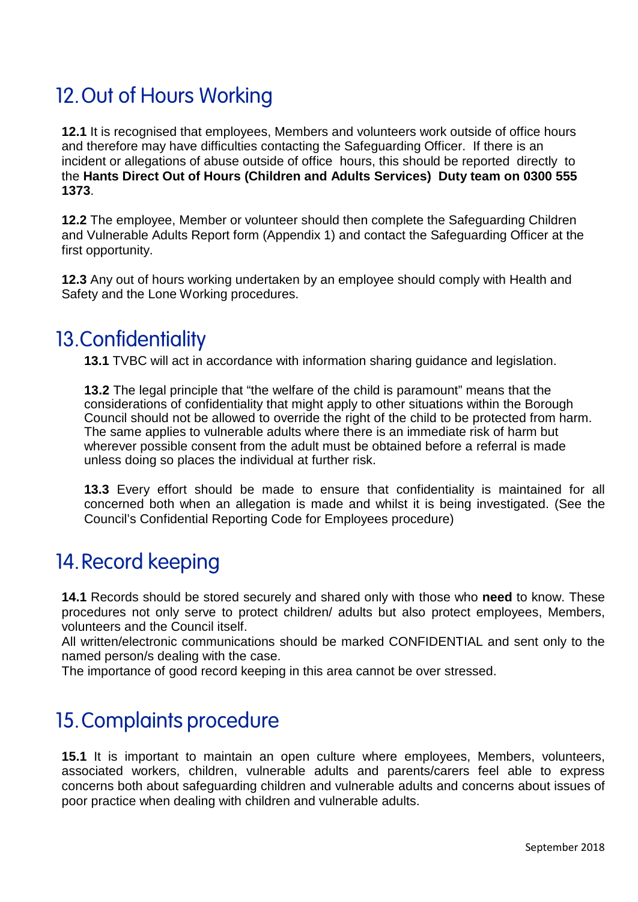## 12. Out of Hours Working

**12.1** It is recognised that employees, Members and volunteers work outside of office hours and therefore may have difficulties contacting the Safeguarding Officer. If there is an incident or allegations of abuse outside of office hours, this should be reported directly to the **Hants Direct Out of Hours (Children and Adults Services) Duty team on 0300 555 1373**.

**12.2** The employee, Member or volunteer should then complete the Safeguarding Children and Vulnerable Adults Report form (Appendix 1) and contact the Safeguarding Officer at the first opportunity.

**12.3** Any out of hours working undertaken by an employee should comply with Health and Safety and the Lone Working procedures.

## 13. Confidentiality

**13.1** TVBC will act in accordance with information sharing guidance and legislation.

**13.2** The legal principle that "the welfare of the child is paramount" means that the considerations of confidentiality that might apply to other situations within the Borough Council should not be allowed to override the right of the child to be protected from harm. The same applies to vulnerable adults where there is an immediate risk of harm but wherever possible consent from the adult must be obtained before a referral is made unless doing so places the individual at further risk.

**13.3** Every effort should be made to ensure that confidentiality is maintained for all concerned both when an allegation is made and whilst it is being investigated. (See the Council's Confidential Reporting Code for Employees procedure)

## 14. Record keeping

**14.1** Records should be stored securely and shared only with those who **need** to know. These procedures not only serve to protect children/ adults but also protect employees, Members, volunteers and the Council itself.
All written/electronic communications should be marked CONFIDENTIAL and sent only to the named person/s dealing with the case.
The importance of good record keeping in this area cannot be over stressed.

## 15. Complaints procedure

**15.1** It is important to maintain an open culture where employees, Members, volunteers, associated workers, children, vulnerable adults and parents/carers feel able to express concerns both about safeguarding children and vulnerable adults and concerns about issues of poor practice when dealing with children and vulnerable adults.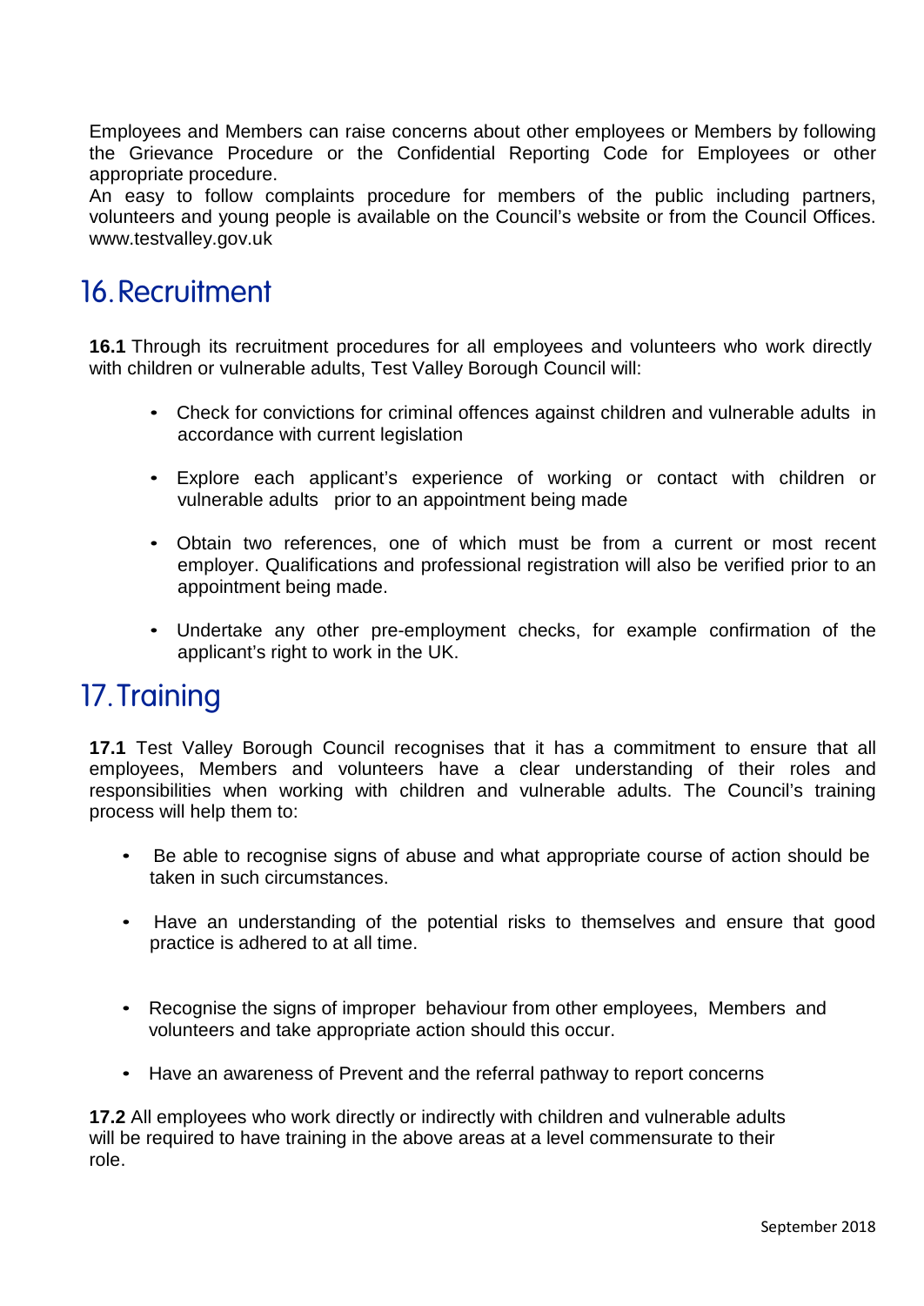Employees and Members can raise concerns about other employees or Members by following the Grievance Procedure or the Confidential Reporting Code for Employees or other appropriate procedure.
An easy to follow complaints procedure for members of the public including partners, volunteers and young people is available on the Council's website or from the Council Offices. www.testvalley.gov.uk

## 16. Recruitment

**16.1** Through its recruitment procedures for all employees and volunteers who work directly with children or vulnerable adults, Test Valley Borough Council will:

- Check for convictions for criminal offences against children and vulnerable adults in accordance with current legislation
- Explore each applicant's experience of working or contact with children or vulnerable adults prior to an appointment being made
- Obtain two references, one of which must be from a current or most recent employer. Qualifications and professional registration will also be verified prior to an appointment being made.
- Undertake any other pre-employment checks, for example confirmation of the applicant's right to work in the UK.

## 17. Training

**17.1** Test Valley Borough Council recognises that it has a commitment to ensure that all employees, Members and volunteers have a clear understanding of their roles and responsibilities when working with children and vulnerable adults. The Council's training process will help them to:

- Be able to recognise signs of abuse and what appropriate course of action should be taken in such circumstances.
- Have an understanding of the potential risks to themselves and ensure that good practice is adhered to at all time.
- Recognise the signs of improper behaviour from other employees, Members and volunteers and take appropriate action should this occur.
- Have an awareness of Prevent and the referral pathway to report concerns

**17.2** All employees who work directly or indirectly with children and vulnerable adults will be required to have training in the above areas at a level commensurate to their role.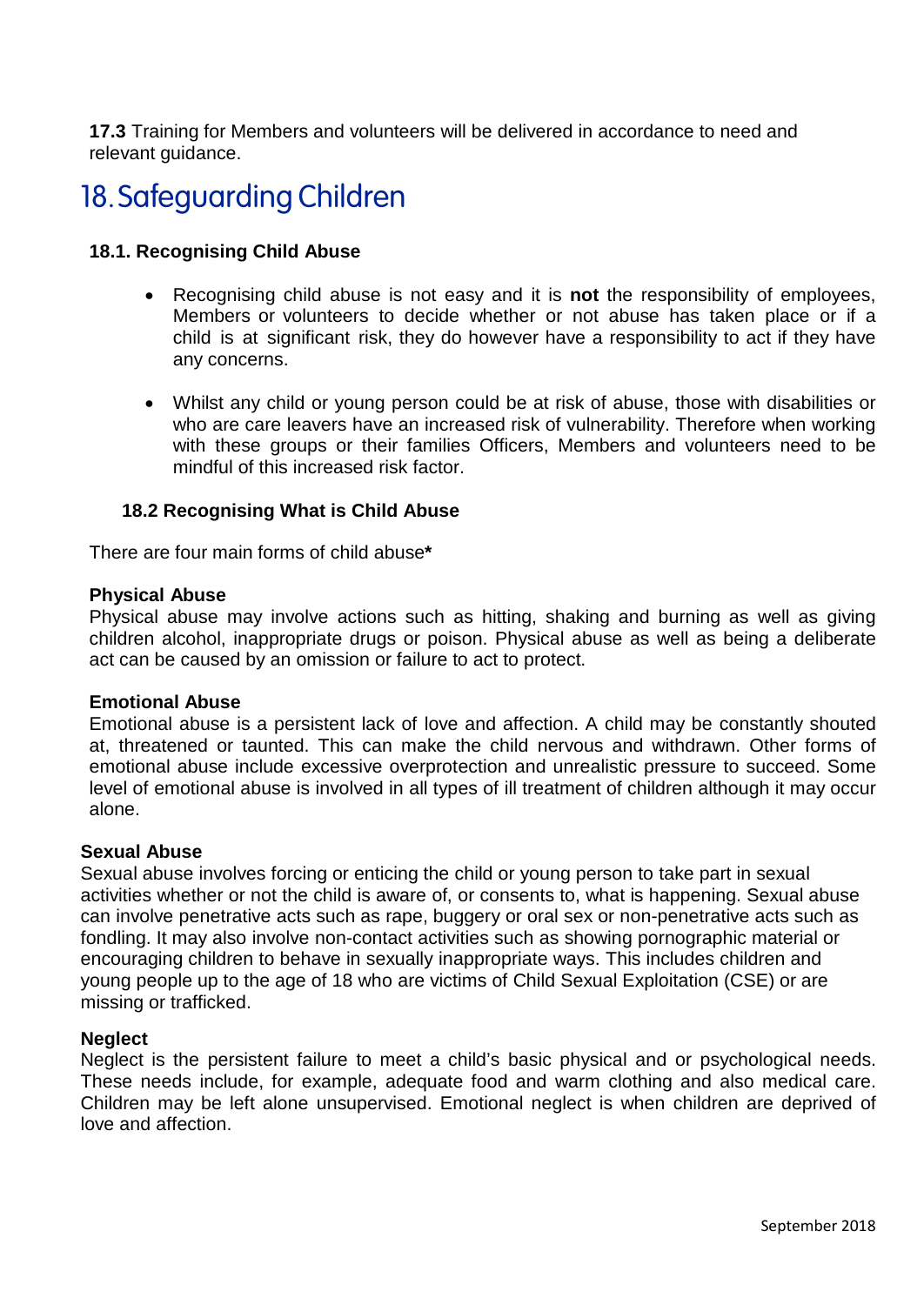**17.3** Training for Members and volunteers will be delivered in accordance to need and relevant guidance.

# 18. Safeguarding Children

### 18.1. Recognising Child Abuse

- Recognising child abuse is not easy and it is **not** the responsibility of employees, Members or volunteers to decide whether or not abuse has taken place or if a child is at significant risk, they do however have a responsibility to act if they have any concerns.

- Whilst any child or young person could be at risk of abuse, those with disabilities or who are care leavers have an increased risk of vulnerability. Therefore when working with these groups or their families Officers, Members and volunteers need to be mindful of this increased risk factor.

### 18.2 Recognising What is Child Abuse

There are four main forms of child abuse**\***

**Physical Abuse**
Physical abuse may involve actions such as hitting, shaking and burning as well as giving children alcohol, inappropriate drugs or poison. Physical abuse as well as being a deliberate act can be caused by an omission or failure to act to protect.

**Emotional Abuse**
Emotional abuse is a persistent lack of love and affection. A child may be constantly shouted at, threatened or taunted. This can make the child nervous and withdrawn. Other forms of emotional abuse include excessive overprotection and unrealistic pressure to succeed. Some level of emotional abuse is involved in all types of ill treatment of children although it may occur alone.

**Sexual Abuse**
Sexual abuse involves forcing or enticing the child or young person to take part in sexual activities whether or not the child is aware of, or consents to, what is happening. Sexual abuse can involve penetrative acts such as rape, buggery or oral sex or non-penetrative acts such as fondling. It may also involve non-contact activities such as showing pornographic material or encouraging children to behave in sexually inappropriate ways. This includes children and young people up to the age of 18 who are victims of Child Sexual Exploitation (CSE) or are missing or trafficked.

**Neglect**
Neglect is the persistent failure to meet a child's basic physical and or psychological needs. These needs include, for example, adequate food and warm clothing and also medical care. Children may be left alone unsupervised. Emotional neglect is when children are deprived of love and affection.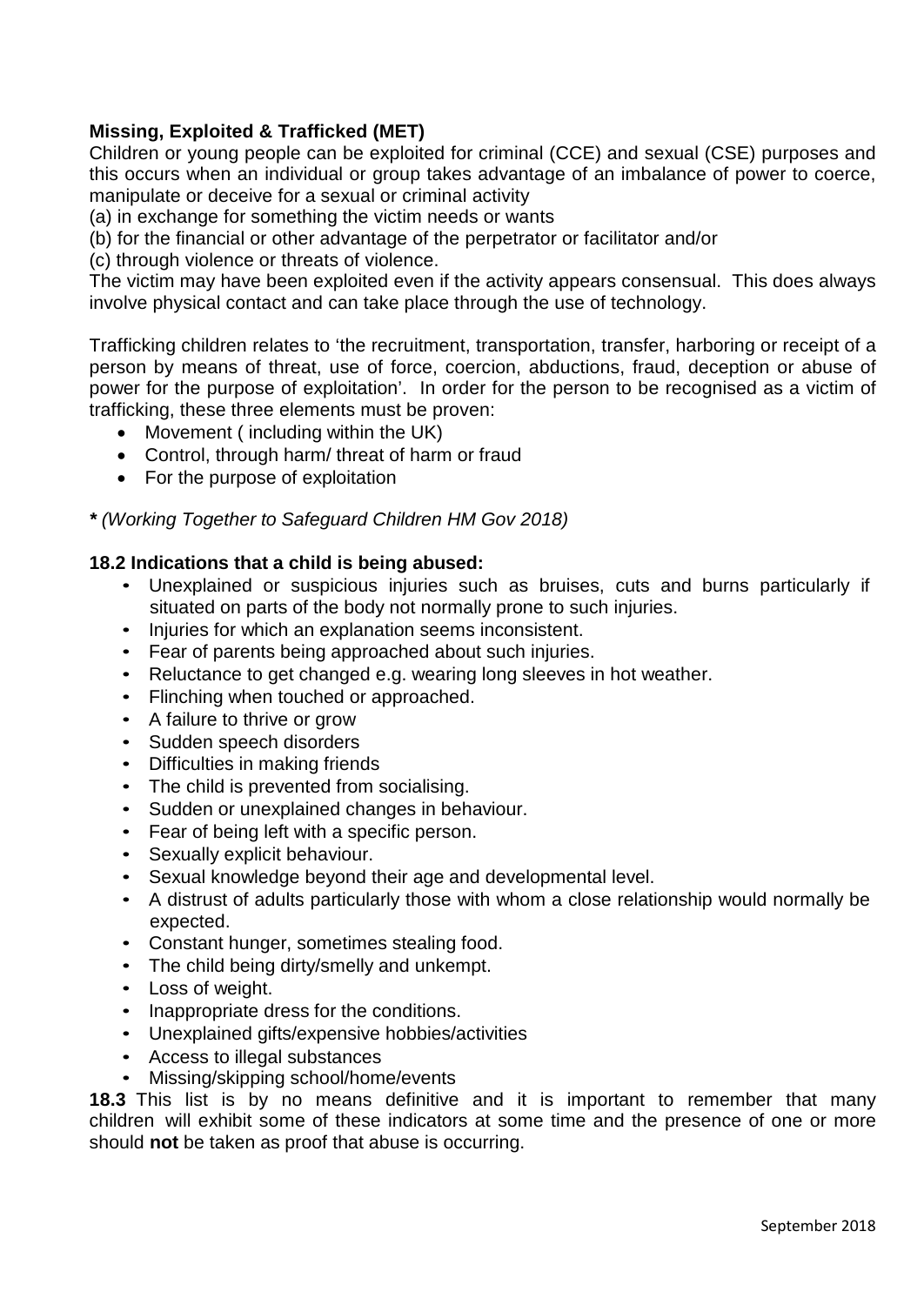**Missing, Exploited & Trafficked (MET)**

Children or young people can be exploited for criminal (CCE) and sexual (CSE) purposes and this occurs when an individual or group takes advantage of an imbalance of power to coerce, manipulate or deceive for a sexual or criminal activity

(a) in exchange for something the victim needs or wants

(b) for the financial or other advantage of the perpetrator or facilitator and/or

(c) through violence or threats of violence.

The victim may have been exploited even if the activity appears consensual. This does always involve physical contact and can take place through the use of technology.

Trafficking children relates to 'the recruitment, transportation, transfer, harboring or receipt of a person by means of threat, use of force, coercion, abductions, fraud, deception or abuse of power for the purpose of exploitation'. In order for the person to be recognised as a victim of trafficking, these three elements must be proven:

- Movement ( including within the UK)
- Control, through harm/ threat of harm or fraud
- For the purpose of exploitation

**\*** *(Working Together to Safeguard Children HM Gov 2018)*

**18.2 Indications that a child is being abused:**

- Unexplained or suspicious injuries such as bruises, cuts and burns particularly if situated on parts of the body not normally prone to such injuries.
- Injuries for which an explanation seems inconsistent.
- Fear of parents being approached about such injuries.
- Reluctance to get changed e.g. wearing long sleeves in hot weather.
- Flinching when touched or approached.
- A failure to thrive or grow
- Sudden speech disorders
- Difficulties in making friends
- The child is prevented from socialising.
- Sudden or unexplained changes in behaviour.
- Fear of being left with a specific person.
- Sexually explicit behaviour.
- Sexual knowledge beyond their age and developmental level.
- A distrust of adults particularly those with whom a close relationship would normally be expected.
- Constant hunger, sometimes stealing food.
- The child being dirty/smelly and unkempt.
- Loss of weight.
- Inappropriate dress for the conditions.
- Unexplained gifts/expensive hobbies/activities
- Access to illegal substances
- Missing/skipping school/home/events

**18.3** This list is by no means definitive and it is important to remember that many children will exhibit some of these indicators at some time and the presence of one or more should **not** be taken as proof that abuse is occurring.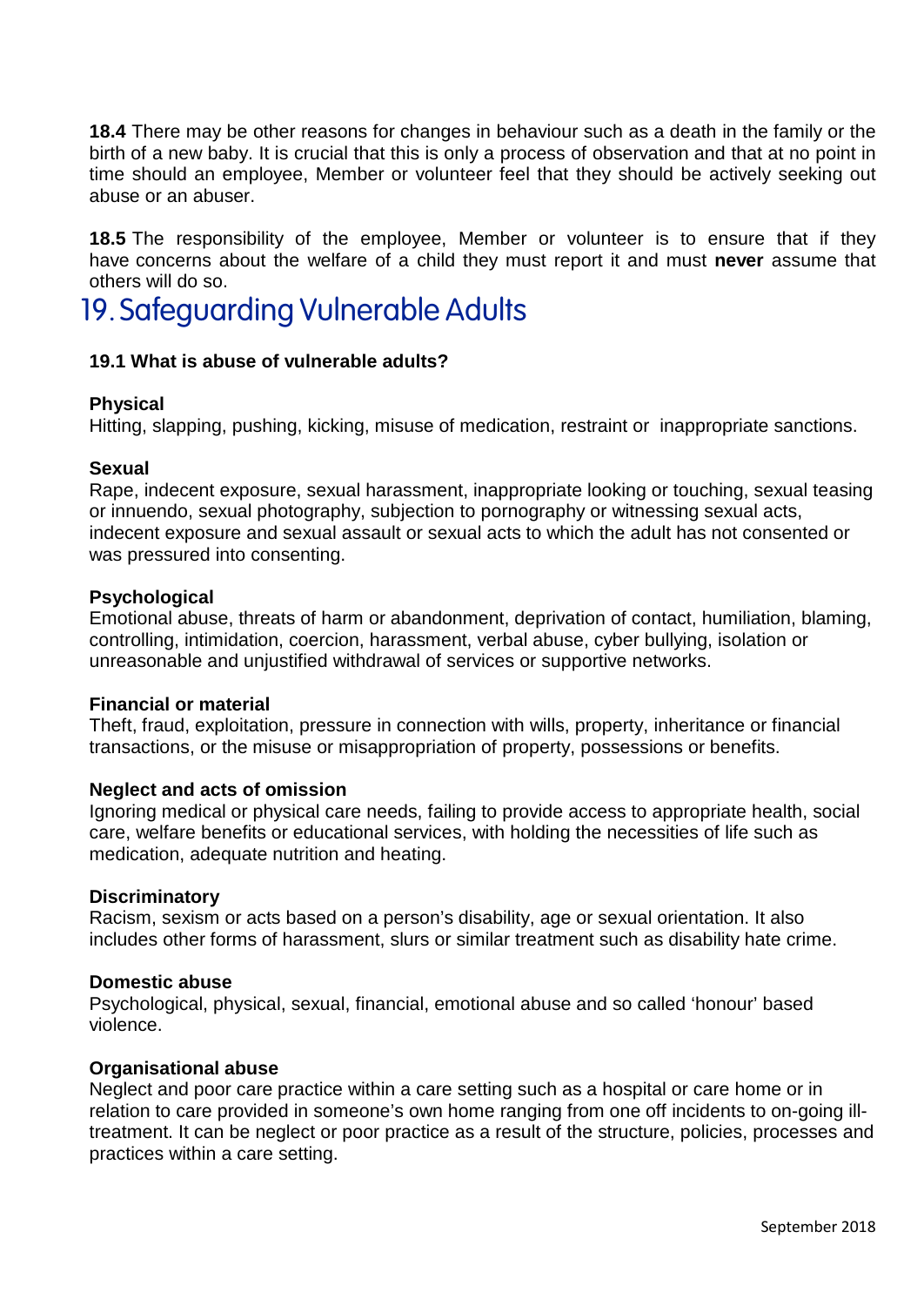**18.4** There may be other reasons for changes in behaviour such as a death in the family or the birth of a new baby. It is crucial that this is only a process of observation and that at no point in time should an employee, Member or volunteer feel that they should be actively seeking out abuse or an abuser.

**18.5** The responsibility of the employee, Member or volunteer is to ensure that if they have concerns about the welfare of a child they must report it and must **never** assume that others will do so.

# 19. Safeguarding Vulnerable Adults

### 19.1 What is abuse of vulnerable adults?

**Physical**
Hitting, slapping, pushing, kicking, misuse of medication, restraint or inappropriate sanctions.

**Sexual**
Rape, indecent exposure, sexual harassment, inappropriate looking or touching, sexual teasing or innuendo, sexual photography, subjection to pornography or witnessing sexual acts, indecent exposure and sexual assault or sexual acts to which the adult has not consented or was pressured into consenting.

**Psychological**
Emotional abuse, threats of harm or abandonment, deprivation of contact, humiliation, blaming, controlling, intimidation, coercion, harassment, verbal abuse, cyber bullying, isolation or unreasonable and unjustified withdrawal of services or supportive networks.

**Financial or material**
Theft, fraud, exploitation, pressure in connection with wills, property, inheritance or financial transactions, or the misuse or misappropriation of property, possessions or benefits.

**Neglect and acts of omission**
Ignoring medical or physical care needs, failing to provide access to appropriate health, social care, welfare benefits or educational services, with holding the necessities of life such as medication, adequate nutrition and heating.

**Discriminatory**
Racism, sexism or acts based on a person's disability, age or sexual orientation. It also includes other forms of harassment, slurs or similar treatment such as disability hate crime.

**Domestic abuse**
Psychological, physical, sexual, financial, emotional abuse and so called 'honour' based violence.

**Organisational abuse**
Neglect and poor care practice within a care setting such as a hospital or care home or in relation to care provided in someone's own home ranging from one off incidents to on-going ill-treatment. It can be neglect or poor practice as a result of the structure, policies, processes and practices within a care setting.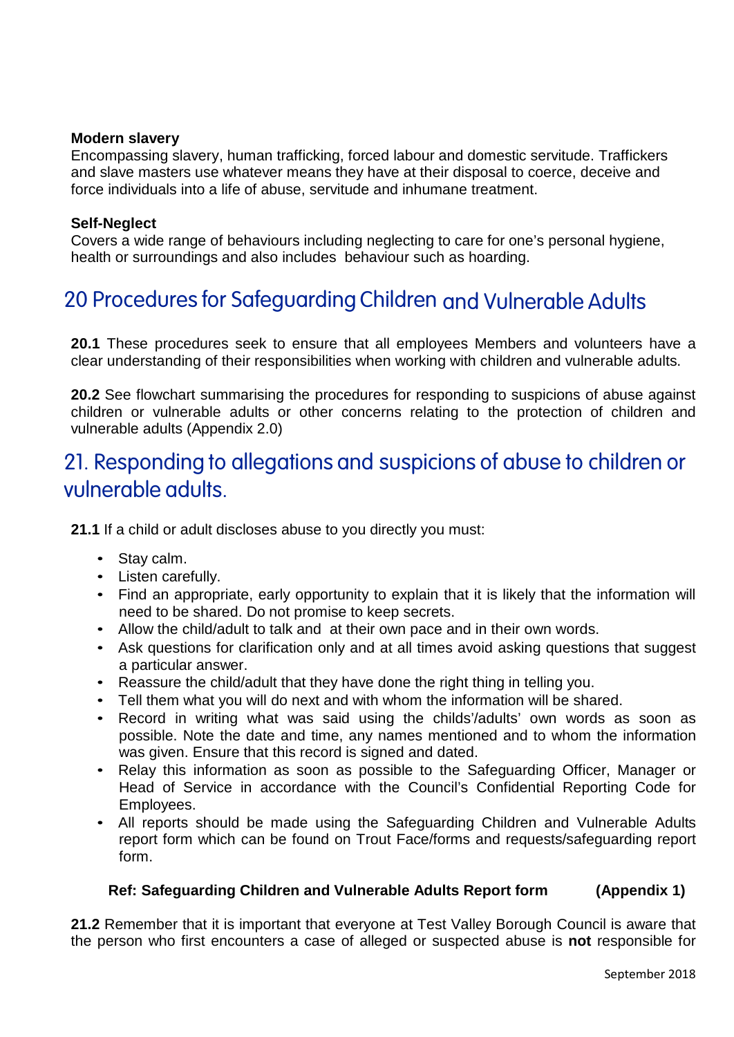**Modern slavery**
Encompassing slavery, human trafficking, forced labour and domestic servitude. Traffickers and slave masters use whatever means they have at their disposal to coerce, deceive and force individuals into a life of abuse, servitude and inhumane treatment.

**Self-Neglect**
Covers a wide range of behaviours including neglecting to care for one's personal hygiene, health or surroundings and also includes behaviour such as hoarding.

## 20 Procedures for Safeguarding Children and Vulnerable Adults

**20.1** These procedures seek to ensure that all employees Members and volunteers have a clear understanding of their responsibilities when working with children and vulnerable adults.

**20.2** See flowchart summarising the procedures for responding to suspicions of abuse against children or vulnerable adults or other concerns relating to the protection of children and vulnerable adults (Appendix 2.0)

## 21. Responding to allegations and suspicions of abuse to children or vulnerable adults.

**21.1** If a child or adult discloses abuse to you directly you must:

- Stay calm.
- Listen carefully.
- Find an appropriate, early opportunity to explain that it is likely that the information will need to be shared. Do not promise to keep secrets.
- Allow the child/adult to talk and at their own pace and in their own words.
- Ask questions for clarification only and at all times avoid asking questions that suggest a particular answer.
- Reassure the child/adult that they have done the right thing in telling you.
- Tell them what you will do next and with whom the information will be shared.
- Record in writing what was said using the childs'/adults' own words as soon as possible. Note the date and time, any names mentioned and to whom the information was given. Ensure that this record is signed and dated.
- Relay this information as soon as possible to the Safeguarding Officer, Manager or Head of Service in accordance with the Council's Confidential Reporting Code for Employees.
- All reports should be made using the Safeguarding Children and Vulnerable Adults report form which can be found on Trout Face/forms and requests/safeguarding report form.

**Ref: Safeguarding Children and Vulnerable Adults Report form (Appendix 1)**

**21.2** Remember that it is important that everyone at Test Valley Borough Council is aware that the person who first encounters a case of alleged or suspected abuse is **not** responsible for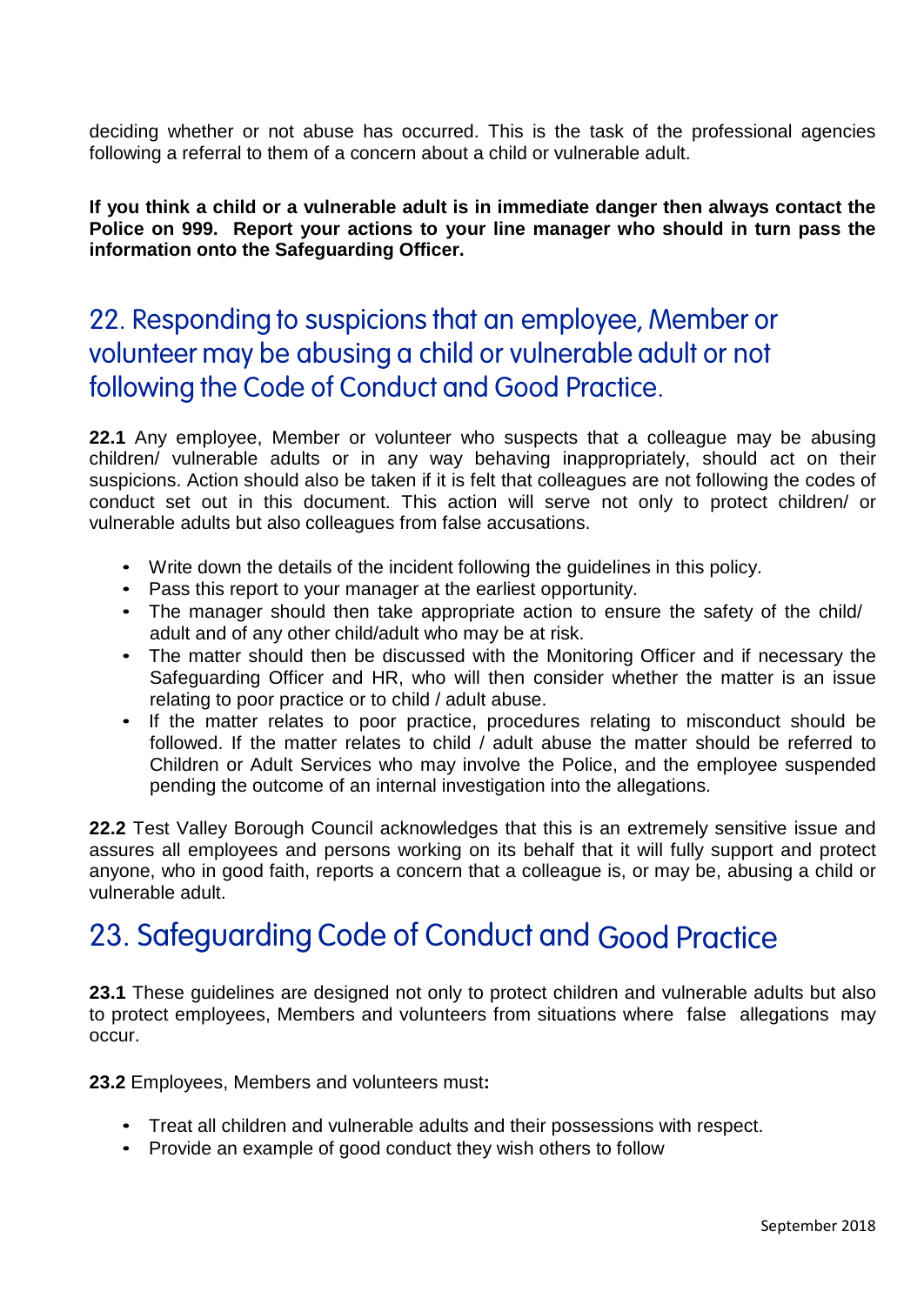deciding whether or not abuse has occurred. This is the task of the professional agencies following a referral to them of a concern about a child or vulnerable adult.

**If you think a child or a vulnerable adult is in immediate danger then always contact the Police on 999. Report your actions to your line manager who should in turn pass the information onto the Safeguarding Officer.**

## 22. Responding to suspicions that an employee, Member or volunteer may be abusing a child or vulnerable adult or not following the Code of Conduct and Good Practice.

**22.1** Any employee, Member or volunteer who suspects that a colleague may be abusing children/ vulnerable adults or in any way behaving inappropriately, should act on their suspicions. Action should also be taken if it is felt that colleagues are not following the codes of conduct set out in this document. This action will serve not only to protect children/ or vulnerable adults but also colleagues from false accusations.

- Write down the details of the incident following the guidelines in this policy.
- Pass this report to your manager at the earliest opportunity.
- The manager should then take appropriate action to ensure the safety of the child/ adult and of any other child/adult who may be at risk.
- The matter should then be discussed with the Monitoring Officer and if necessary the Safeguarding Officer and HR, who will then consider whether the matter is an issue relating to poor practice or to child / adult abuse.
- If the matter relates to poor practice, procedures relating to misconduct should be followed. If the matter relates to child / adult abuse the matter should be referred to Children or Adult Services who may involve the Police, and the employee suspended pending the outcome of an internal investigation into the allegations.

**22.2** Test Valley Borough Council acknowledges that this is an extremely sensitive issue and assures all employees and persons working on its behalf that it will fully support and protect anyone, who in good faith, reports a concern that a colleague is, or may be, abusing a child or vulnerable adult.

## 23. Safeguarding Code of Conduct and Good Practice

**23.1** These guidelines are designed not only to protect children and vulnerable adults but also to protect employees, Members and volunteers from situations where false allegations may occur.

**23.2** Employees, Members and volunteers must**:**

- Treat all children and vulnerable adults and their possessions with respect.
- Provide an example of good conduct they wish others to follow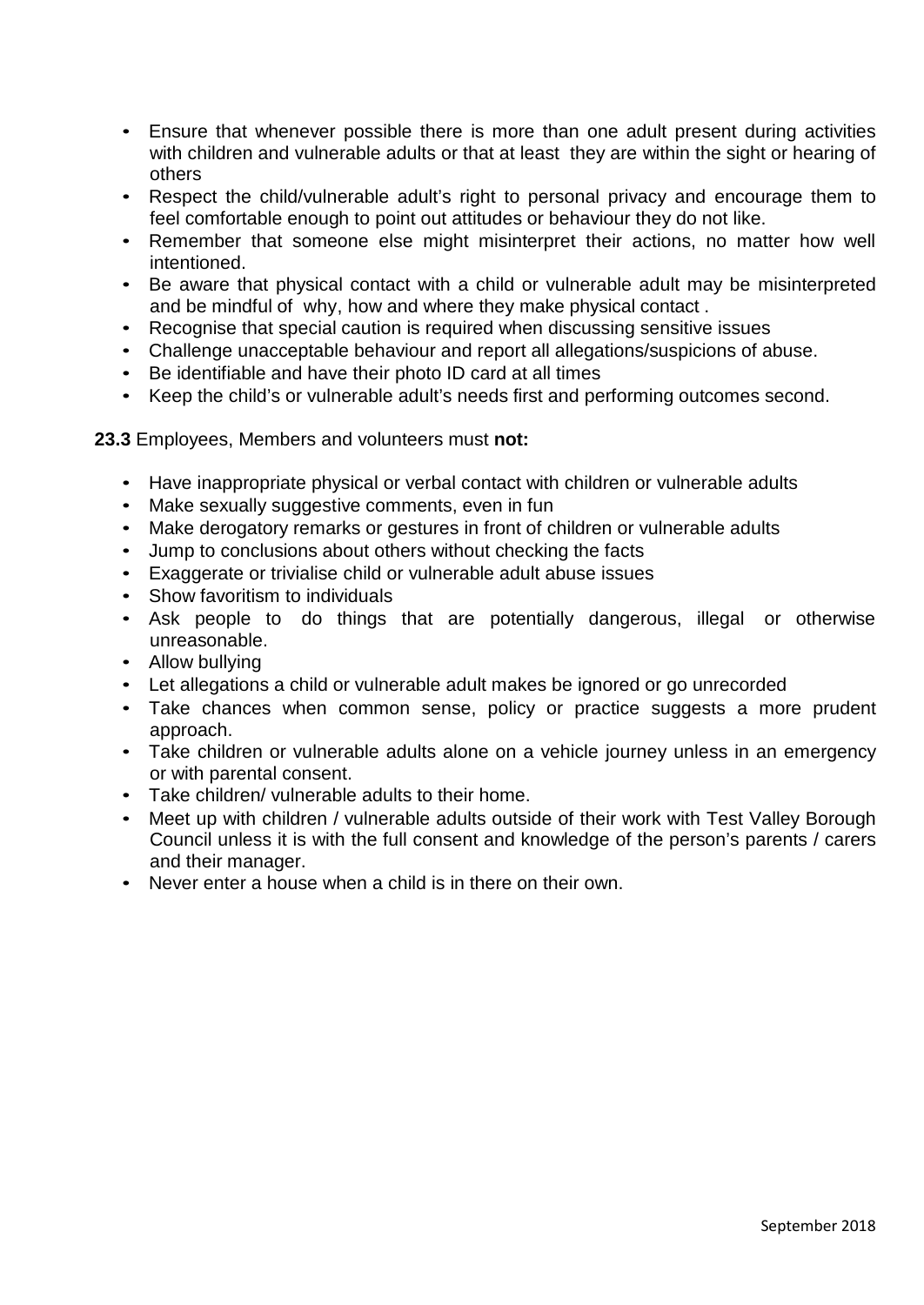- Ensure that whenever possible there is more than one adult present during activities with children and vulnerable adults or that at least they are within the sight or hearing of others
- Respect the child/vulnerable adult's right to personal privacy and encourage them to feel comfortable enough to point out attitudes or behaviour they do not like.
- Remember that someone else might misinterpret their actions, no matter how well intentioned.
- Be aware that physical contact with a child or vulnerable adult may be misinterpreted and be mindful of why, how and where they make physical contact .
- Recognise that special caution is required when discussing sensitive issues
- Challenge unacceptable behaviour and report all allegations/suspicions of abuse.
- Be identifiable and have their photo ID card at all times
- Keep the child's or vulnerable adult's needs first and performing outcomes second.

**23.3** Employees, Members and volunteers must **not:**

- Have inappropriate physical or verbal contact with children or vulnerable adults
- Make sexually suggestive comments, even in fun
- Make derogatory remarks or gestures in front of children or vulnerable adults
- Jump to conclusions about others without checking the facts
- Exaggerate or trivialise child or vulnerable adult abuse issues
- Show favoritism to individuals
- Ask people to do things that are potentially dangerous, illegal or otherwise unreasonable.
- Allow bullying
- Let allegations a child or vulnerable adult makes be ignored or go unrecorded
- Take chances when common sense, policy or practice suggests a more prudent approach.
- Take children or vulnerable adults alone on a vehicle journey unless in an emergency or with parental consent.
- Take children/ vulnerable adults to their home.
- Meet up with children / vulnerable adults outside of their work with Test Valley Borough Council unless it is with the full consent and knowledge of the person's parents / carers and their manager.
- Never enter a house when a child is in there on their own.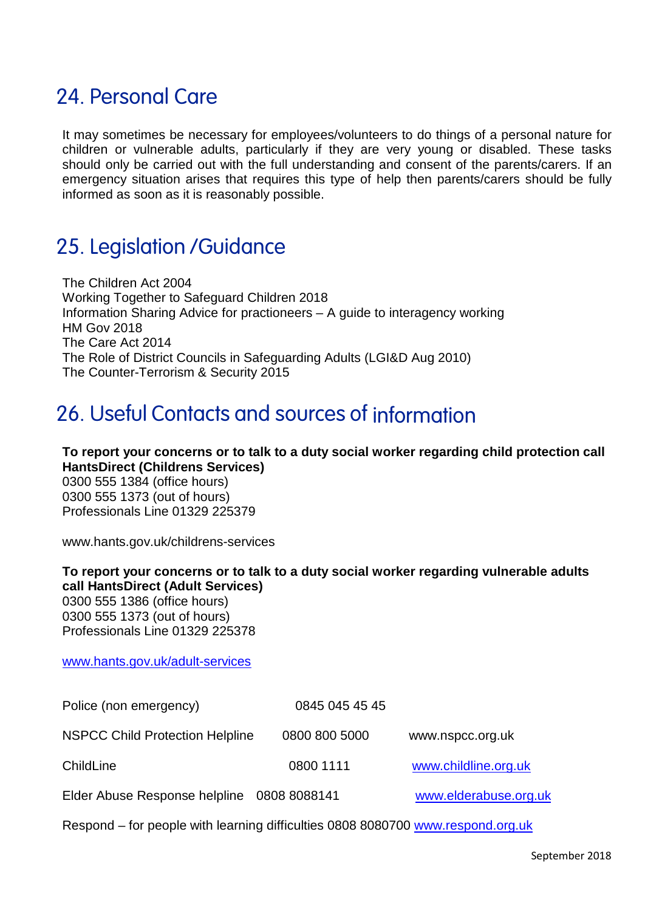## 24. Personal Care

It may sometimes be necessary for employees/volunteers to do things of a personal nature for children or vulnerable adults, particularly if they are very young or disabled. These tasks should only be carried out with the full understanding and consent of the parents/carers. If an emergency situation arises that requires this type of help then parents/carers should be fully informed as soon as it is reasonably possible.

## 25. Legislation /Guidance

The Children Act 2004
Working Together to Safeguard Children 2018
Information Sharing Advice for practioneers – A guide to interagency working
HM Gov 2018
The Care Act 2014
The Role of District Councils in Safeguarding Adults (LGI&D Aug 2010)
The Counter-Terrorism & Security 2015

## 26. Useful Contacts and sources of information

**To report your concerns or to talk to a duty social worker regarding child protection call HantsDirect (Childrens Services)**
0300 555 1384 (office hours)
0300 555 1373 (out of hours)
Professionals Line 01329 225379

www.hants.gov.uk/childrens-services

**To report your concerns or to talk to a duty social worker regarding vulnerable adults call HantsDirect (Adult Services)**
0300 555 1386 (office hours)
0300 555 1373 (out of hours)
Professionals Line 01329 225378

www.hants.gov.uk/adult-services

| | | |
|---|---|---|
| Police (non emergency) | 0845 045 45 45 | |
| NSPCC Child Protection Helpline | 0800 800 5000 | www.nspcc.org.uk |
| ChildLine | 0800 1111 | www.childline.org.uk |
| Elder Abuse Response helpline | 0808 8088141 | www.elderabuse.org.uk |

Respond – for people with learning difficulties 0808 8080700 www.respond.org.uk

September 2018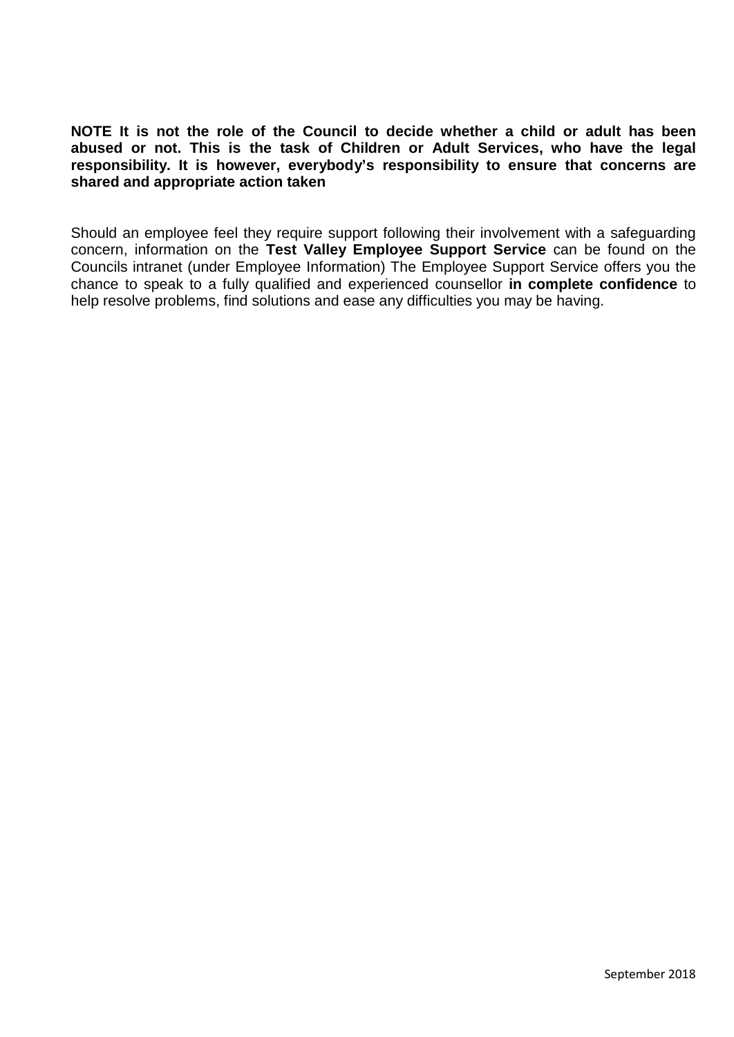**NOTE It is not the role of the Council to decide whether a child or adult has been abused or not. This is the task of Children or Adult Services, who have the legal responsibility. It is however, everybody's responsibility to ensure that concerns are shared and appropriate action taken**

Should an employee feel they require support following their involvement with a safeguarding concern, information on the **Test Valley Employee Support Service** can be found on the Councils intranet (under Employee Information) The Employee Support Service offers you the chance to speak to a fully qualified and experienced counsellor **in complete confidence** to help resolve problems, find solutions and ease any difficulties you may be having.

September 2018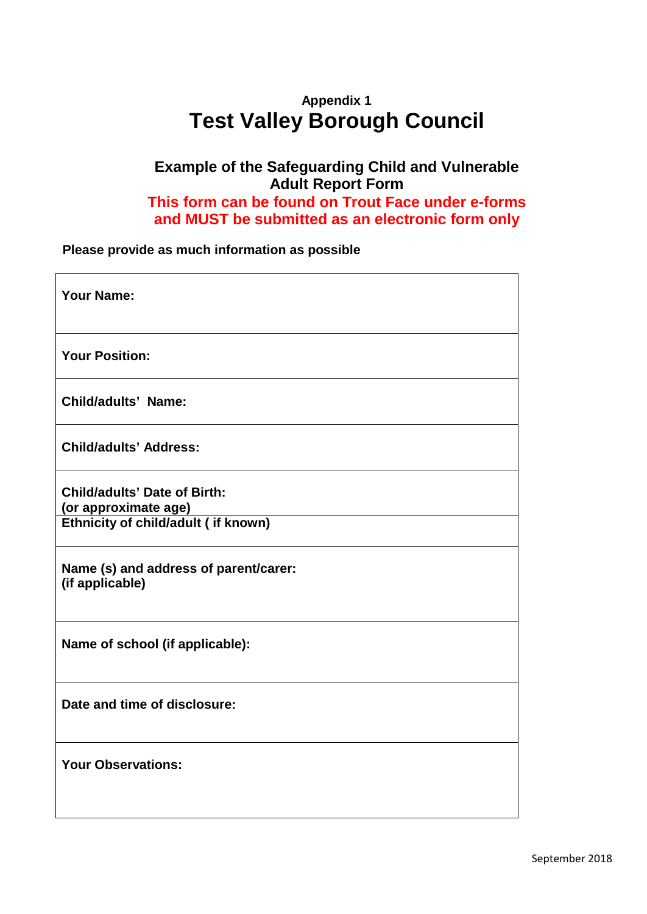**Appendix 1**

# Test Valley Borough Council

## Example of the Safeguarding Child and Vulnerable Adult Report Form

**This form can be found on Trout Face under e-forms and MUST be submitted as an electronic form only**

**Please provide as much information as possible**

| |
|---|
| **Your Name:** |
| **Your Position:** |
| **Child/adults' Name:** |
| **Child/adults' Address:** |
| **Child/adults' Date of Birth:**<br>**(or approximate age)** |
| **Ethnicity of child/adult ( if known)** |
| **Name (s) and address of parent/carer:**<br>**(if applicable)** |
| **Name of school (if applicable):** |
| **Date and time of disclosure:** |
| **Your Observations:** |

September 2018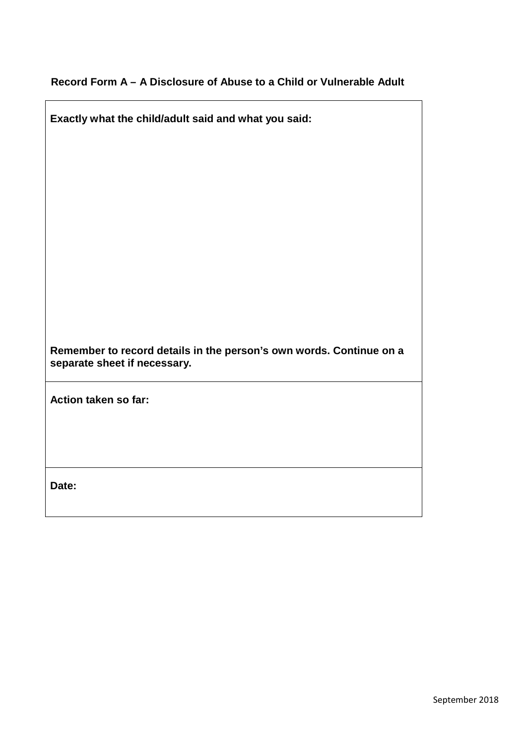**Record Form A – A Disclosure of Abuse to a Child or Vulnerable Adult**

| **Exactly what the child/adult said and what you said:**<br><br><br><br><br><br><br><br><br><br><br>**Remember to record details in the person's own words. Continue on a separate sheet if necessary.** |
|---|
| **Action taken so far:**<br><br><br> |
| **Date:** |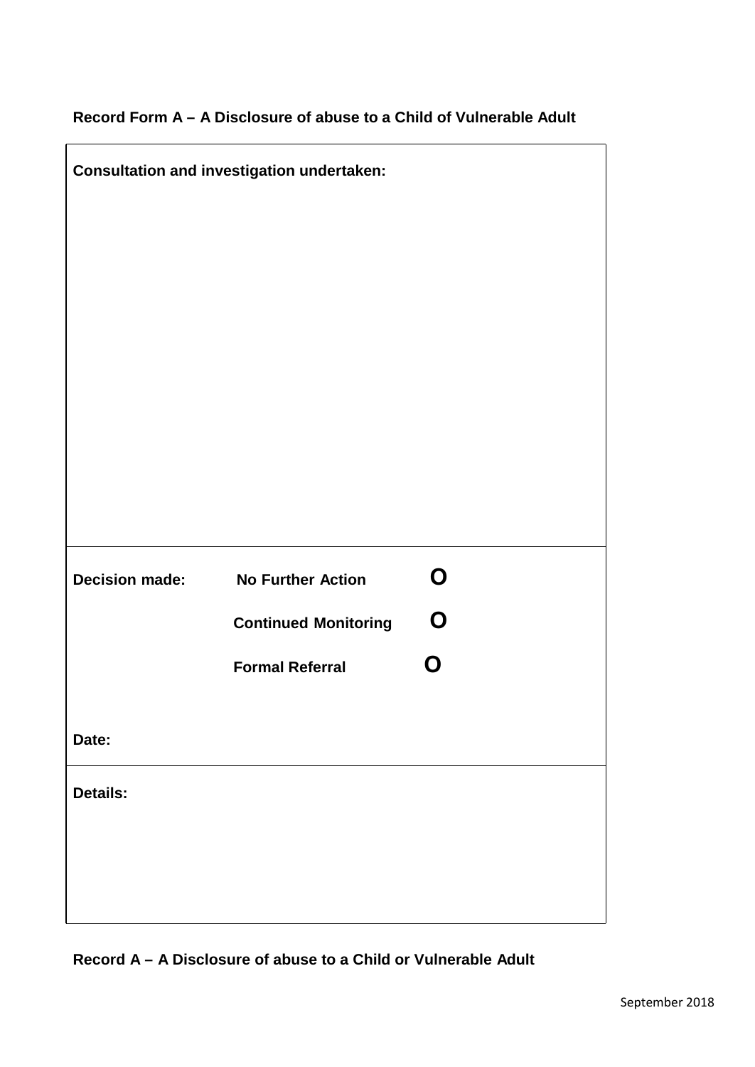**Record Form A – A Disclosure of abuse to a Child of Vulnerable Adult**

**Consultation and investigation undertaken:**

**Decision made:** **No Further Action** **O**

**Continued Monitoring** **O**

**Formal Referral** **O**

**Date:**

**Details:**

**Record A – A Disclosure of abuse to a Child or Vulnerable Adult**

September 2018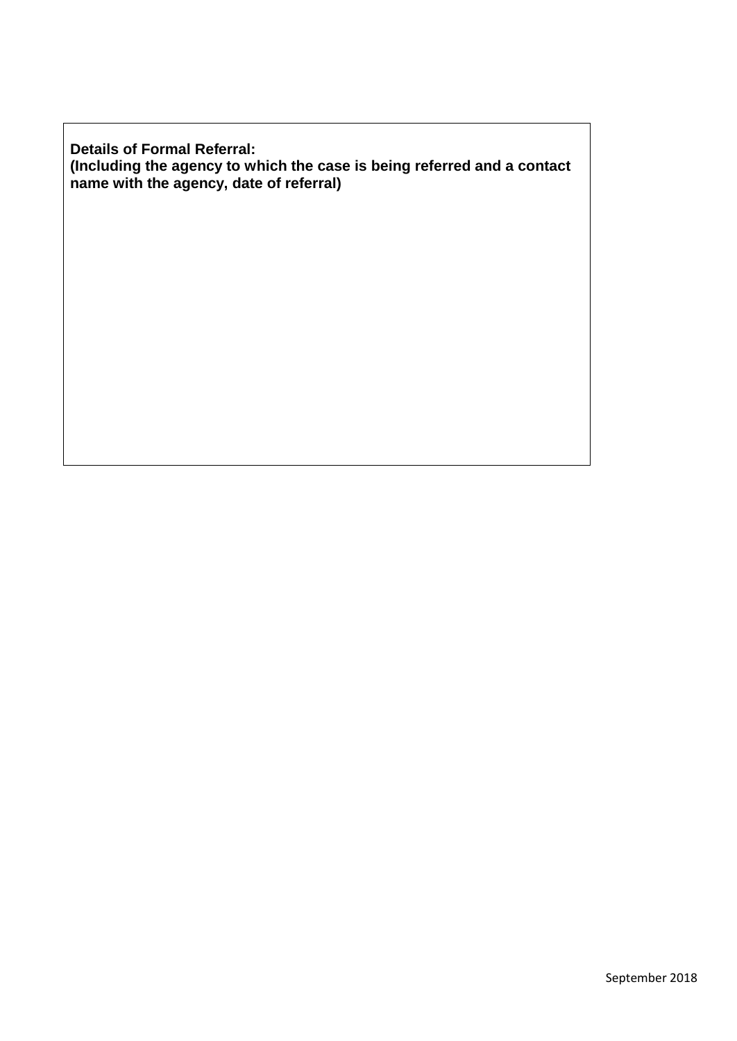**Details of Formal Referral:**
**(Including the agency to which the case is being referred and a contact name with the agency, date of referral)**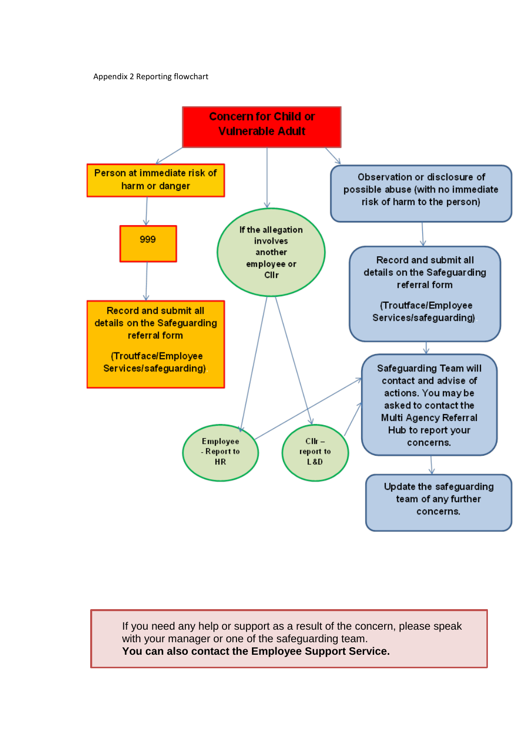Appendix 2 Reporting flowchart

**Concern for Child or Vulnerable Adult**

- Person at immediate risk of harm or danger
  - 999
  - Record and submit all details on the Safeguarding referral form

    (Troutface/Employee Services/safeguarding)
- If the allegation involves another employee or Cllr
  - Employee - Report to HR
  - Cllr – report to L&D
- Observation or disclosure of possible abuse (with no immediate risk of harm to the person)
  - Record and submit all details on the Safeguarding referral form

    (Troutface/Employee Services/safeguarding)
  - Safeguarding Team will contact and advise of actions. You may be asked to contact the Multi Agency Referral Hub to report your concerns.
  - Update the safeguarding team of any further concerns.

If you need any help or support as a result of the concern, please speak with your manager or one of the safeguarding team.
**You can also contact the Employee Support Service.**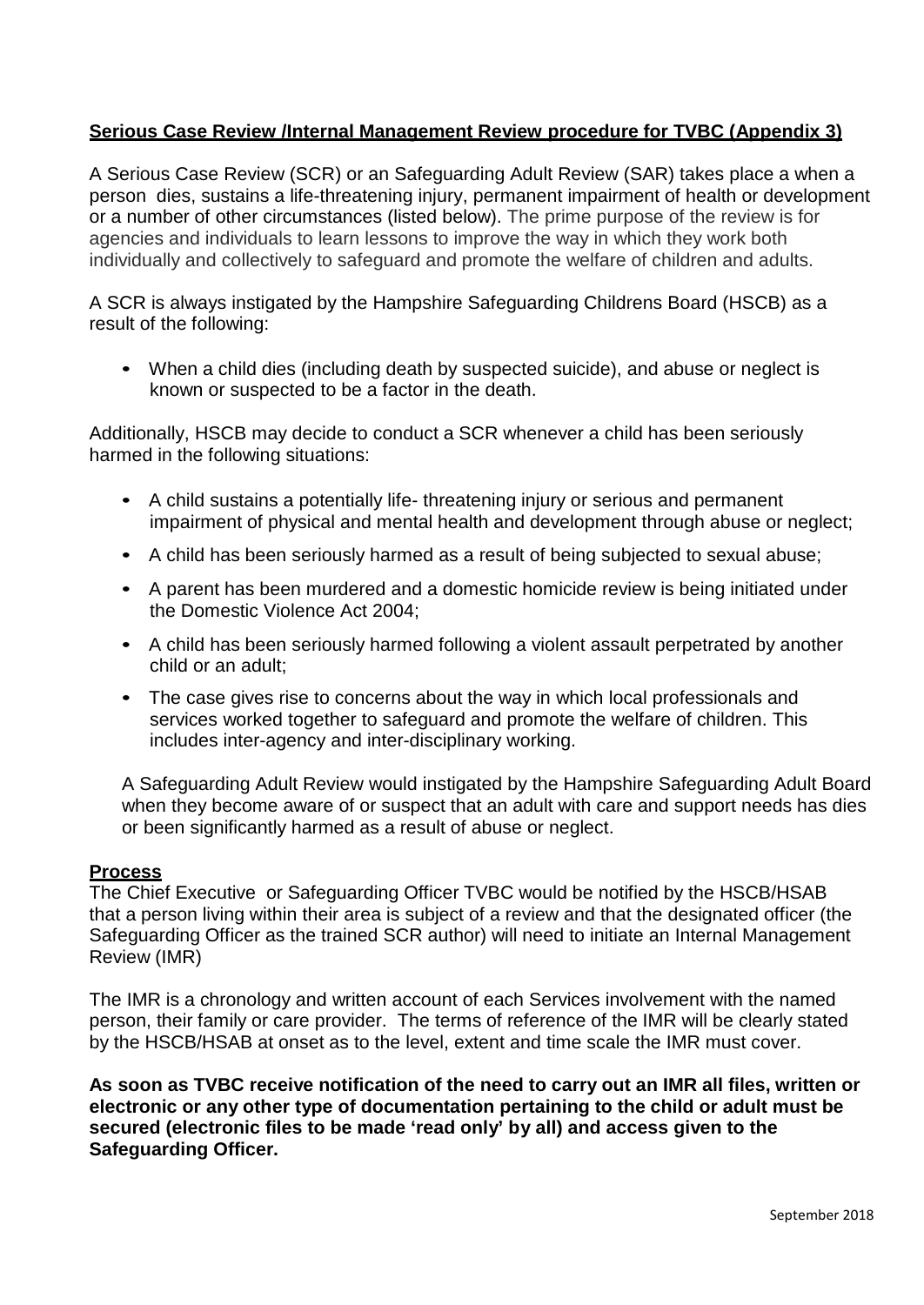**<u>Serious Case Review /Internal Management Review procedure for TVBC (Appendix 3)</u>**

A Serious Case Review (SCR) or an Safeguarding Adult Review (SAR) takes place a when a person dies, sustains a life-threatening injury, permanent impairment of health or development or a number of other circumstances (listed below). The prime purpose of the review is for agencies and individuals to learn lessons to improve the way in which they work both individually and collectively to safeguard and promote the welfare of children and adults.

A SCR is always instigated by the Hampshire Safeguarding Childrens Board (HSCB) as a result of the following:

- When a child dies (including death by suspected suicide), and abuse or neglect is known or suspected to be a factor in the death.

Additionally, HSCB may decide to conduct a SCR whenever a child has been seriously harmed in the following situations:

- A child sustains a potentially life- threatening injury or serious and permanent impairment of physical and mental health and development through abuse or neglect;
- A child has been seriously harmed as a result of being subjected to sexual abuse;
- A parent has been murdered and a domestic homicide review is being initiated under the Domestic Violence Act 2004;
- A child has been seriously harmed following a violent assault perpetrated by another child or an adult;
- The case gives rise to concerns about the way in which local professionals and services worked together to safeguard and promote the welfare of children. This includes inter-agency and inter-disciplinary working.

A Safeguarding Adult Review would instigated by the Hampshire Safeguarding Adult Board when they become aware of or suspect that an adult with care and support needs has dies or been significantly harmed as a result of abuse or neglect.

**<u>Process</u>**

The Chief Executive or Safeguarding Officer TVBC would be notified by the HSCB/HSAB that a person living within their area is subject of a review and that the designated officer (the Safeguarding Officer as the trained SCR author) will need to initiate an Internal Management Review (IMR)

The IMR is a chronology and written account of each Services involvement with the named person, their family or care provider. The terms of reference of the IMR will be clearly stated by the HSCB/HSAB at onset as to the level, extent and time scale the IMR must cover.

**As soon as TVBC receive notification of the need to carry out an IMR all files, written or electronic or any other type of documentation pertaining to the child or adult must be secured (electronic files to be made 'read only' by all) and access given to the Safeguarding Officer.**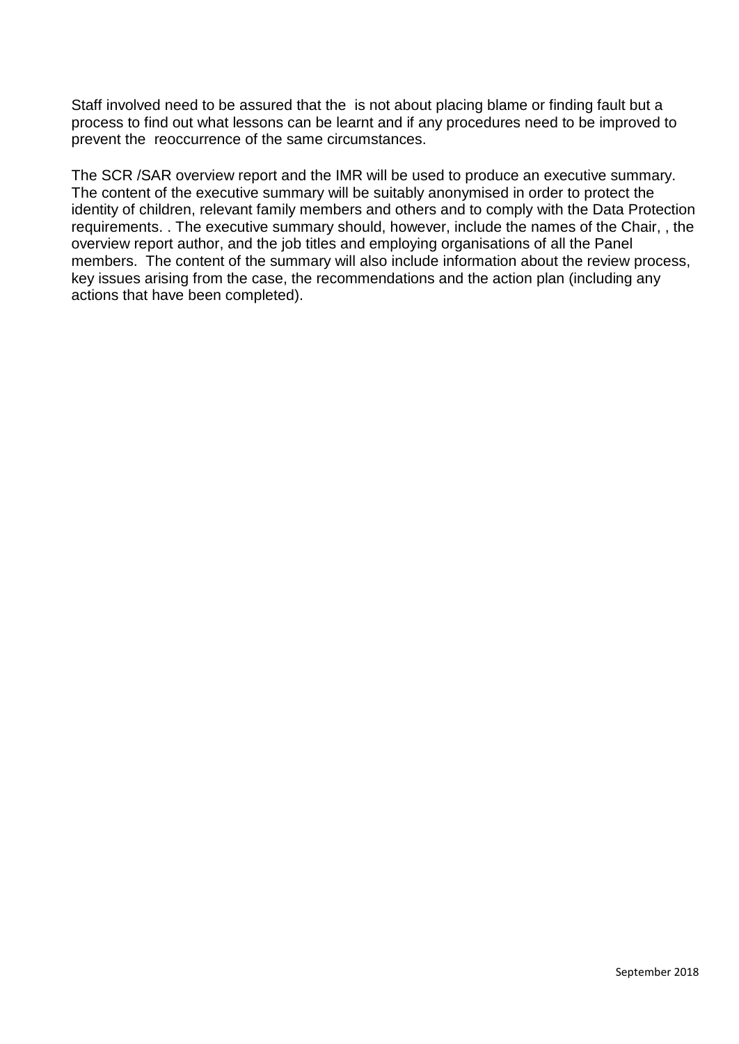Staff involved need to be assured that the  is not about placing blame or finding fault but a process to find out what lessons can be learnt and if any procedures need to be improved to prevent the  reoccurrence of the same circumstances.

The SCR /SAR overview report and the IMR will be used to produce an executive summary. The content of the executive summary will be suitably anonymised in order to protect the identity of children, relevant family members and others and to comply with the Data Protection requirements. . The executive summary should, however, include the names of the Chair, , the overview report author, and the job titles and employing organisations of all the Panel members.  The content of the summary will also include information about the review process, key issues arising from the case, the recommendations and the action plan (including any actions that have been completed).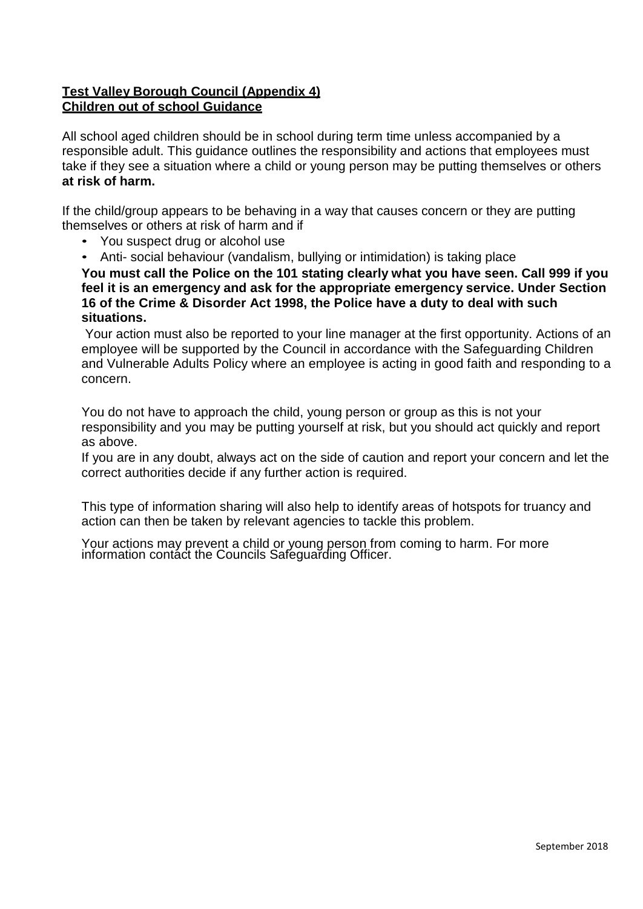**Test Valley Borough Council (Appendix 4)**
**Children out of school Guidance**

All school aged children should be in school during term time unless accompanied by a responsible adult. This guidance outlines the responsibility and actions that employees must take if they see a situation where a child or young person may be putting themselves or others **at risk of harm.**

If the child/group appears to be behaving in a way that causes concern or they are putting themselves or others at risk of harm and if

- You suspect drug or alcohol use
- Anti- social behaviour (vandalism, bullying or intimidation) is taking place

**You must call the Police on the 101 stating clearly what you have seen. Call 999 if you feel it is an emergency and ask for the appropriate emergency service. Under Section 16 of the Crime & Disorder Act 1998, the Police have a duty to deal with such situations.**

Your action must also be reported to your line manager at the first opportunity. Actions of an employee will be supported by the Council in accordance with the Safeguarding Children and Vulnerable Adults Policy where an employee is acting in good faith and responding to a concern.

You do not have to approach the child, young person or group as this is not your responsibility and you may be putting yourself at risk, but you should act quickly and report as above.

If you are in any doubt, always act on the side of caution and report your concern and let the correct authorities decide if any further action is required.

This type of information sharing will also help to identify areas of hotspots for truancy and action can then be taken by relevant agencies to tackle this problem.

Your actions may prevent a child or young person from coming to harm. For more information contact the Councils Safeguarding Officer.

September 2018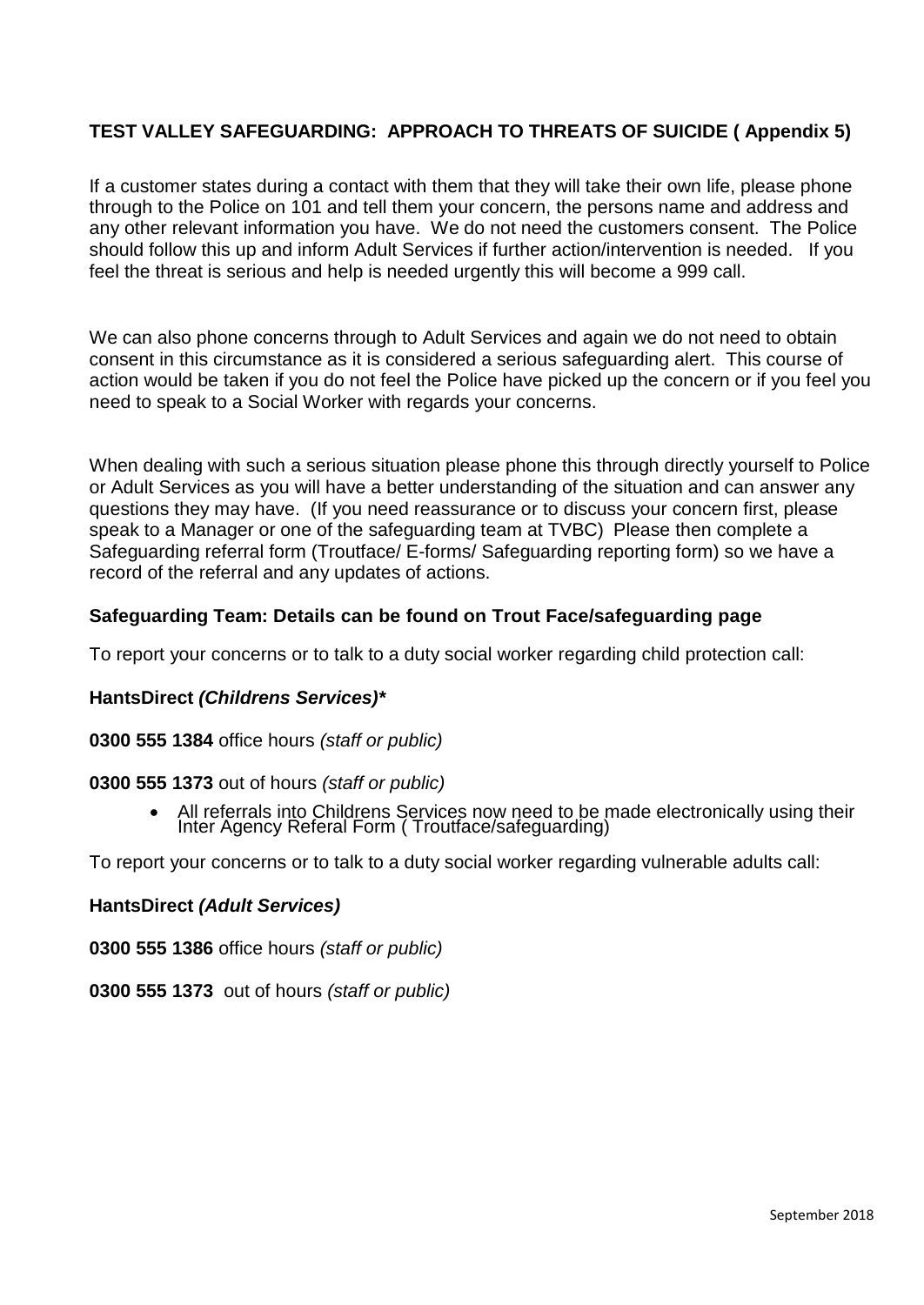**TEST VALLEY SAFEGUARDING: APPROACH TO THREATS OF SUICIDE ( Appendix 5)**

If a customer states during a contact with them that they will take their own life, please phone through to the Police on 101 and tell them your concern, the persons name and address and any other relevant information you have. We do not need the customers consent. The Police should follow this up and inform Adult Services if further action/intervention is needed. If you feel the threat is serious and help is needed urgently this will become a 999 call.

We can also phone concerns through to Adult Services and again we do not need to obtain consent in this circumstance as it is considered a serious safeguarding alert. This course of action would be taken if you do not feel the Police have picked up the concern or if you feel you need to speak to a Social Worker with regards your concerns.

When dealing with such a serious situation please phone this through directly yourself to Police or Adult Services as you will have a better understanding of the situation and can answer any questions they may have. (If you need reassurance or to discuss your concern first, please speak to a Manager or one of the safeguarding team at TVBC) Please then complete a Safeguarding referral form (Troutface/ E-forms/ Safeguarding reporting form) so we have a record of the referral and any updates of actions.

**Safeguarding Team: Details can be found on Trout Face/safeguarding page**

To report your concerns or to talk to a duty social worker regarding child protection call:

**HantsDirect *(Childrens Services)****

**0300 555 1384** office hours *(staff or public)*

**0300 555 1373** out of hours *(staff or public)*

- All referrals into Childrens Services now need to be made electronically using their Inter Agency Referal Form ( Troutface/safeguarding)

To report your concerns or to talk to a duty social worker regarding vulnerable adults call:

**HantsDirect *(Adult Services)***

**0300 555 1386** office hours *(staff or public)*

**0300 555 1373** out of hours *(staff or public)*

September 2018